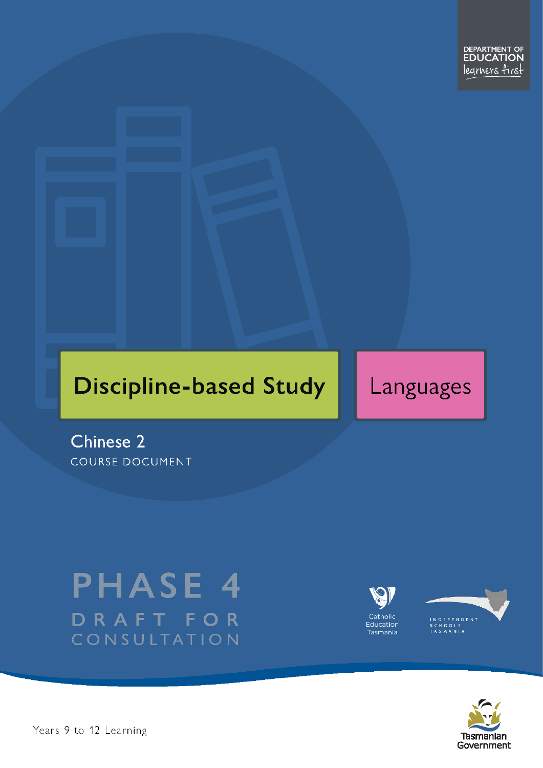DEPARTMENT OF EDUCATION
learners first

# Discipline-based Study

# Languages

## Chinese 2

COURSE DOCUMENT

PHASE 4

DRAFT FOR CONSULTATION

Catholic Education Tasmania

INDEPENDENT SCHOOLS TASMANIA

Tasmanian Government

Years 9 to 12 Learning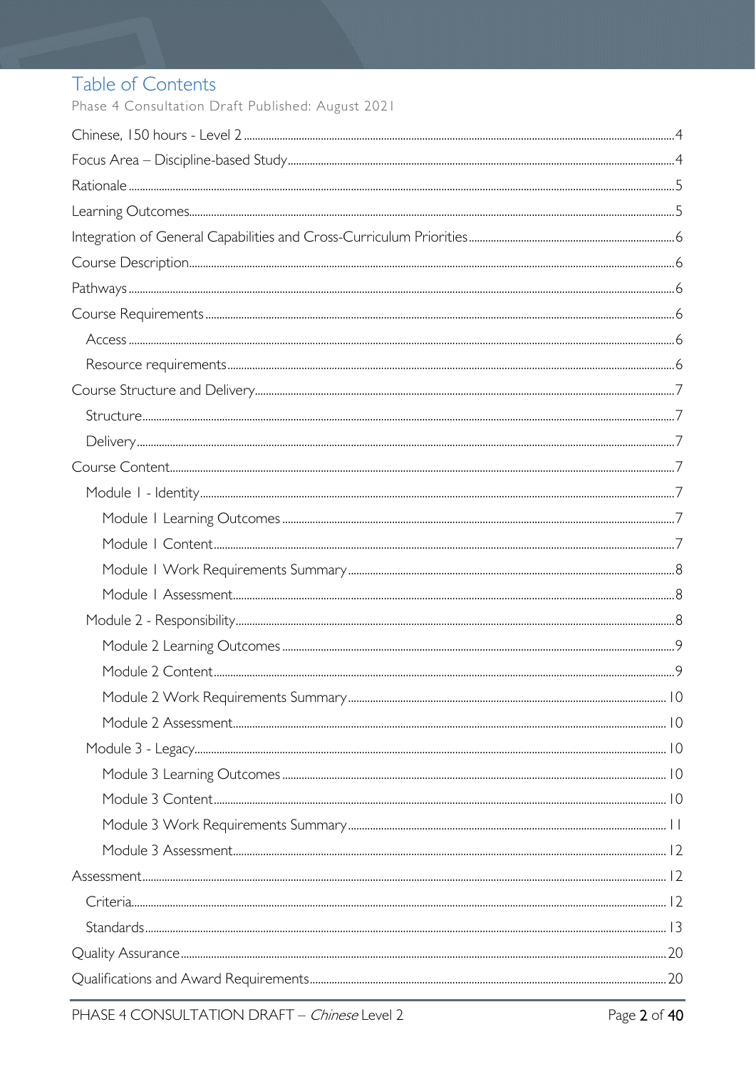# Table of Contents

Phase 4 Consultation Draft Published: August 2021

Chinese, 150 hours - Level 2 ........ 4

Focus Area – Discipline-based Study ........ 4

Rationale ........ 5

Learning Outcomes ........ 5

Integration of General Capabilities and Cross-Curriculum Priorities ........ 6

Course Description ........ 6

Pathways ........ 6

Course Requirements ........ 6

- Access ........ 6
- Resource requirements ........ 6

Course Structure and Delivery ........ 7

- Structure ........ 7
- Delivery ........ 7

Course Content ........ 7

- Module 1 - Identity ........ 7
  - Module 1 Learning Outcomes ........ 7
  - Module 1 Content ........ 7
  - Module 1 Work Requirements Summary ........ 8
  - Module 1 Assessment ........ 8
- Module 2 - Responsibility ........ 8
  - Module 2 Learning Outcomes ........ 9
  - Module 2 Content ........ 9
  - Module 2 Work Requirements Summary ........ 10
  - Module 2 Assessment ........ 10
- Module 3 - Legacy ........ 10
  - Module 3 Learning Outcomes ........ 10
  - Module 3 Content ........ 10
  - Module 3 Work Requirements Summary ........ 11
  - Module 3 Assessment ........ 12

Assessment ........ 12

- Criteria ........ 12
- Standards ........ 13

Quality Assurance ........ 20

Qualifications and Award Requirements ........ 20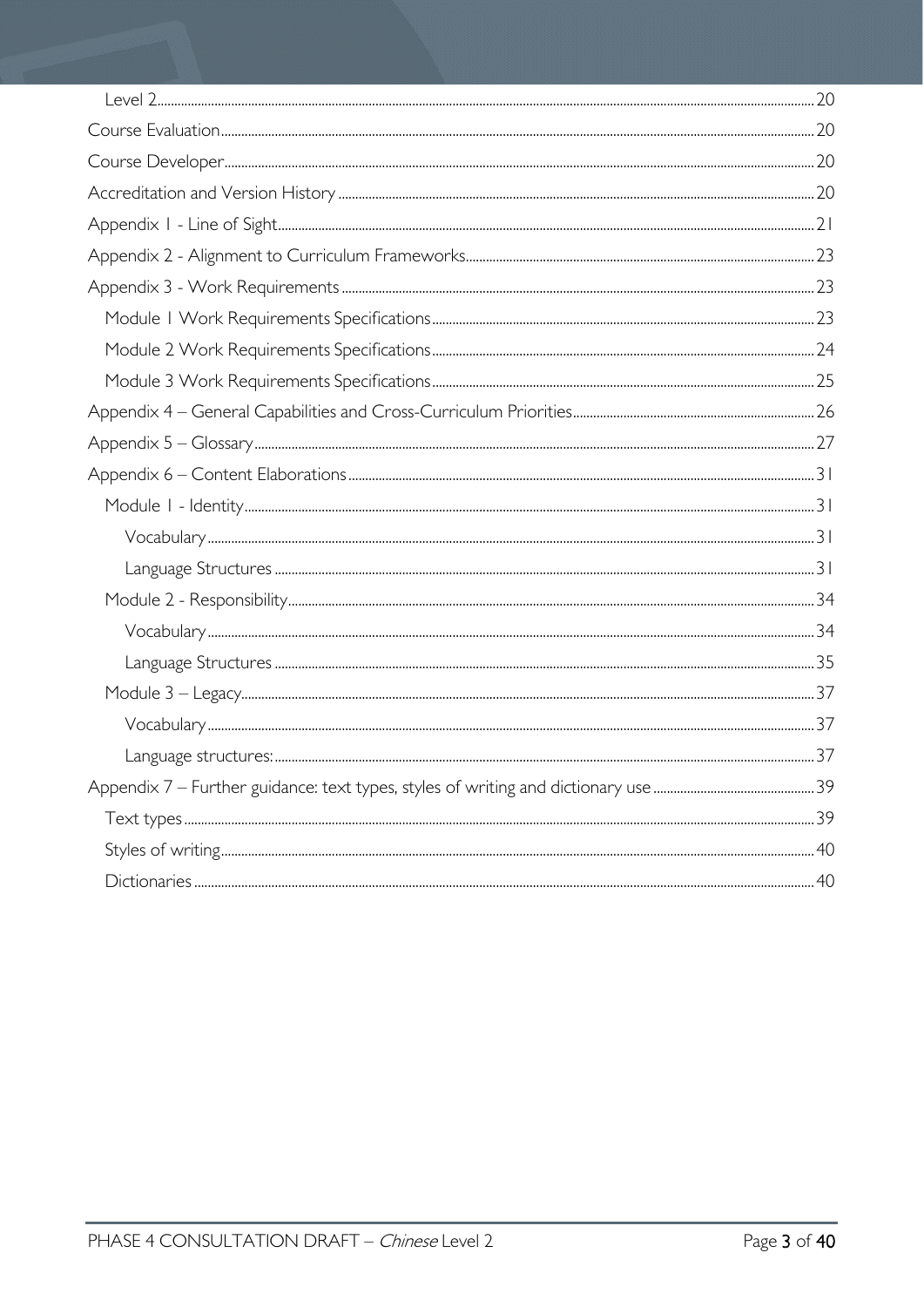- Level 2 ... 20
- Course Evaluation ... 20
- Course Developer ... 20
- Accreditation and Version History ... 20
- Appendix 1 - Line of Sight ... 21
- Appendix 2 - Alignment to Curriculum Frameworks ... 23
- Appendix 3 - Work Requirements ... 23
  - Module 1 Work Requirements Specifications ... 23
  - Module 2 Work Requirements Specifications ... 24
  - Module 3 Work Requirements Specifications ... 25
- Appendix 4 – General Capabilities and Cross-Curriculum Priorities ... 26
- Appendix 5 – Glossary ... 27
- Appendix 6 – Content Elaborations ... 31
  - Module 1 - Identity ... 31
    - Vocabulary ... 31
    - Language Structures ... 31
  - Module 2 - Responsibility ... 34
    - Vocabulary ... 34
    - Language Structures ... 35
  - Module 3 – Legacy ... 37
    - Vocabulary ... 37
    - Language structures: ... 37
- Appendix 7 – Further guidance: text types, styles of writing and dictionary use ... 39
  - Text types ... 39
  - Styles of writing ... 40
  - Dictionaries ... 40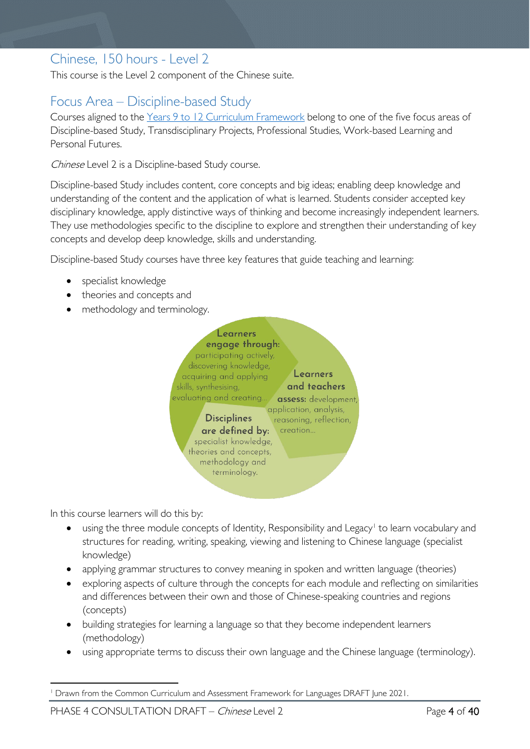## Chinese, 150 hours - Level 2

This course is the Level 2 component of the Chinese suite.

## Focus Area – Discipline-based Study

Courses aligned to the Years 9 to 12 Curriculum Framework belong to one of the five focus areas of Discipline-based Study, Transdisciplinary Projects, Professional Studies, Work-based Learning and Personal Futures.

*Chinese* Level 2 is a Discipline-based Study course.

Discipline-based Study includes content, core concepts and big ideas; enabling deep knowledge and understanding of the content and the application of what is learned. Students consider accepted key disciplinary knowledge, apply distinctive ways of thinking and become increasingly independent learners. They use methodologies specific to the discipline to explore and strengthen their understanding of key concepts and develop deep knowledge, skills and understanding.

Discipline-based Study courses have three key features that guide teaching and learning:

- specialist knowledge
- theories and concepts and
- methodology and terminology.

**Learners engage through:** participating actively, discovering knowledge, acquiring and applying skills, synthesising, evaluating and creating…

**Learners and teachers assess:** development, application, analysis, reasoning, reflection, creation…

**Disciplines are defined by:** specialist knowledge, theories and concepts, methodology and terminology.

In this course learners will do this by:

- using the three module concepts of Identity, Responsibility and Legacy[1] to learn vocabulary and structures for reading, writing, speaking, viewing and listening to Chinese language (specialist knowledge)
- applying grammar structures to convey meaning in spoken and written language (theories)
- exploring aspects of culture through the concepts for each module and reflecting on similarities and differences between their own and those of Chinese-speaking countries and regions (concepts)
- building strategies for learning a language so that they become independent learners (methodology)
- using appropriate terms to discuss their own language and the Chinese language (terminology).

[1] Drawn from the Common Curriculum and Assessment Framework for Languages DRAFT June 2021.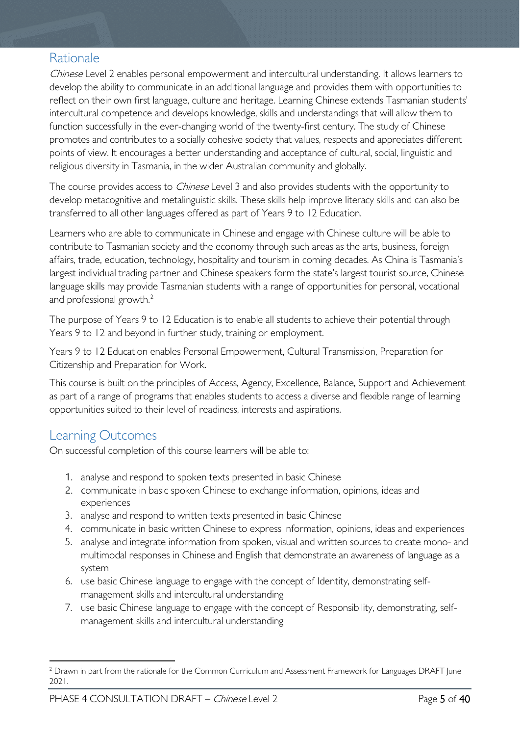## Rationale

*Chinese* Level 2 enables personal empowerment and intercultural understanding. It allows learners to develop the ability to communicate in an additional language and provides them with opportunities to reflect on their own first language, culture and heritage. Learning Chinese extends Tasmanian students' intercultural competence and develops knowledge, skills and understandings that will allow them to function successfully in the ever-changing world of the twenty-first century. The study of Chinese promotes and contributes to a socially cohesive society that values, respects and appreciates different points of view. It encourages a better understanding and acceptance of cultural, social, linguistic and religious diversity in Tasmania, in the wider Australian community and globally.

The course provides access to *Chinese* Level 3 and also provides students with the opportunity to develop metacognitive and metalinguistic skills. These skills help improve literacy skills and can also be transferred to all other languages offered as part of Years 9 to 12 Education.

Learners who are able to communicate in Chinese and engage with Chinese culture will be able to contribute to Tasmanian society and the economy through such areas as the arts, business, foreign affairs, trade, education, technology, hospitality and tourism in coming decades. As China is Tasmania's largest individual trading partner and Chinese speakers form the state's largest tourist source, Chinese language skills may provide Tasmanian students with a range of opportunities for personal, vocational and professional growth.[2]

The purpose of Years 9 to 12 Education is to enable all students to achieve their potential through Years 9 to 12 and beyond in further study, training or employment.

Years 9 to 12 Education enables Personal Empowerment, Cultural Transmission, Preparation for Citizenship and Preparation for Work.

This course is built on the principles of Access, Agency, Excellence, Balance, Support and Achievement as part of a range of programs that enables students to access a diverse and flexible range of learning opportunities suited to their level of readiness, interests and aspirations.

## Learning Outcomes

On successful completion of this course learners will be able to:

1. analyse and respond to spoken texts presented in basic Chinese
2. communicate in basic spoken Chinese to exchange information, opinions, ideas and experiences
3. analyse and respond to written texts presented in basic Chinese
4. communicate in basic written Chinese to express information, opinions, ideas and experiences
5. analyse and integrate information from spoken, visual and written sources to create mono- and multimodal responses in Chinese and English that demonstrate an awareness of language as a system
6. use basic Chinese language to engage with the concept of Identity, demonstrating self-management skills and intercultural understanding
7. use basic Chinese language to engage with the concept of Responsibility, demonstrating, self-management skills and intercultural understanding

---

[2] Drawn in part from the rationale for the Common Curriculum and Assessment Framework for Languages DRAFT June 2021.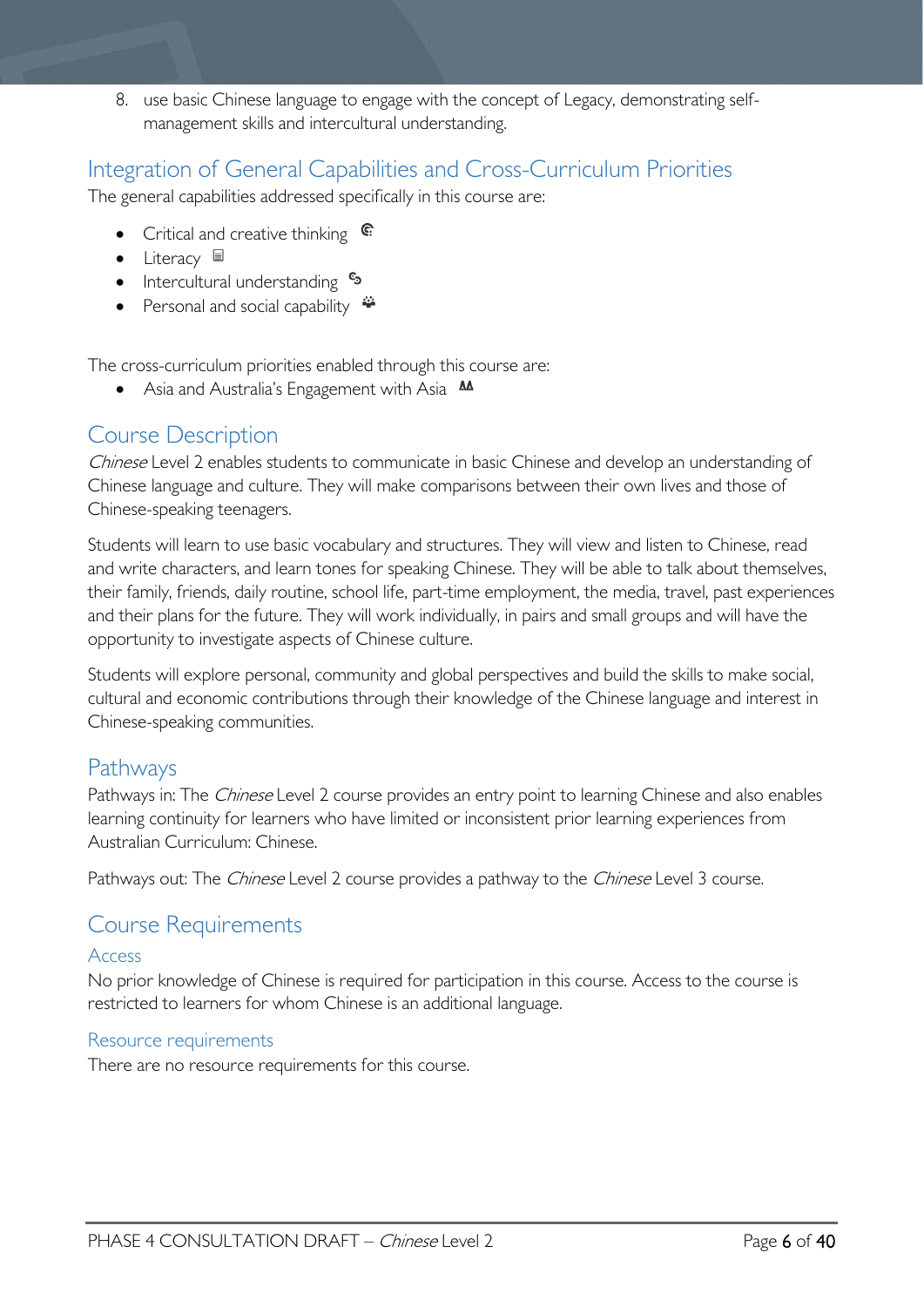8. use basic Chinese language to engage with the concept of Legacy, demonstrating self-management skills and intercultural understanding.

## Integration of General Capabilities and Cross-Curriculum Priorities

The general capabilities addressed specifically in this course are:

- Critical and creative thinking
- Literacy
- Intercultural understanding
- Personal and social capability

The cross-curriculum priorities enabled through this course are:

- Asia and Australia's Engagement with Asia

## Course Description

*Chinese* Level 2 enables students to communicate in basic Chinese and develop an understanding of Chinese language and culture. They will make comparisons between their own lives and those of Chinese-speaking teenagers.

Students will learn to use basic vocabulary and structures. They will view and listen to Chinese, read and write characters, and learn tones for speaking Chinese. They will be able to talk about themselves, their family, friends, daily routine, school life, part-time employment, the media, travel, past experiences and their plans for the future. They will work individually, in pairs and small groups and will have the opportunity to investigate aspects of Chinese culture.

Students will explore personal, community and global perspectives and build the skills to make social, cultural and economic contributions through their knowledge of the Chinese language and interest in Chinese-speaking communities.

## Pathways

Pathways in: The *Chinese* Level 2 course provides an entry point to learning Chinese and also enables learning continuity for learners who have limited or inconsistent prior learning experiences from Australian Curriculum: Chinese.

Pathways out: The *Chinese* Level 2 course provides a pathway to the *Chinese* Level 3 course.

## Course Requirements

### Access

No prior knowledge of Chinese is required for participation in this course. Access to the course is restricted to learners for whom Chinese is an additional language.

### Resource requirements

There are no resource requirements for this course.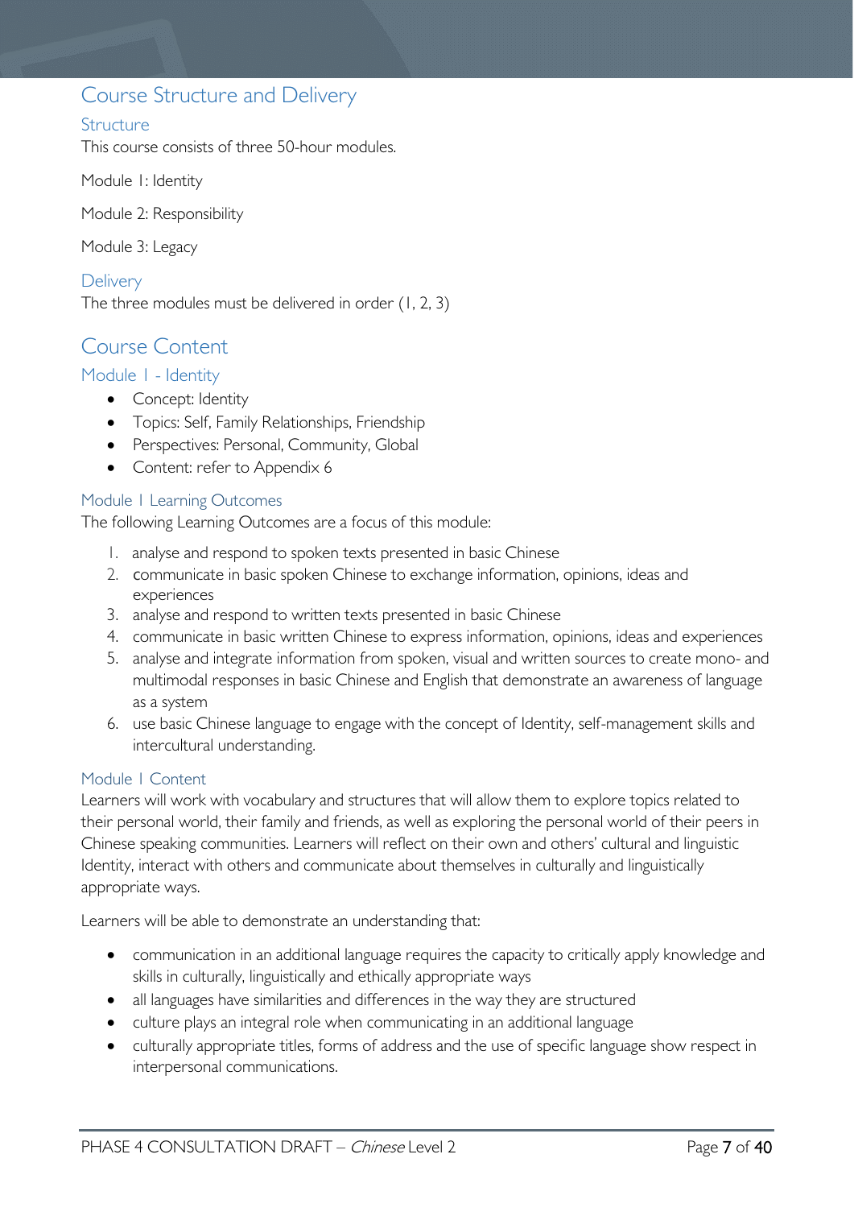# Course Structure and Delivery

## Structure

This course consists of three 50-hour modules.

Module 1: Identity

Module 2: Responsibility

Module 3: Legacy

## Delivery

The three modules must be delivered in order (1, 2, 3)

# Course Content

## Module 1 - Identity

- Concept: Identity
- Topics: Self, Family Relationships, Friendship
- Perspectives: Personal, Community, Global
- Content: refer to Appendix 6

### Module 1 Learning Outcomes

The following Learning Outcomes are a focus of this module:

1. analyse and respond to spoken texts presented in basic Chinese
2. communicate in basic spoken Chinese to exchange information, opinions, ideas and experiences
3. analyse and respond to written texts presented in basic Chinese
4. communicate in basic written Chinese to express information, opinions, ideas and experiences
5. analyse and integrate information from spoken, visual and written sources to create mono- and multimodal responses in basic Chinese and English that demonstrate an awareness of language as a system
6. use basic Chinese language to engage with the concept of Identity, self-management skills and intercultural understanding.

### Module 1 Content

Learners will work with vocabulary and structures that will allow them to explore topics related to their personal world, their family and friends, as well as exploring the personal world of their peers in Chinese speaking communities. Learners will reflect on their own and others' cultural and linguistic Identity, interact with others and communicate about themselves in culturally and linguistically appropriate ways.

Learners will be able to demonstrate an understanding that:

- communication in an additional language requires the capacity to critically apply knowledge and skills in culturally, linguistically and ethically appropriate ways
- all languages have similarities and differences in the way they are structured
- culture plays an integral role when communicating in an additional language
- culturally appropriate titles, forms of address and the use of specific language show respect in interpersonal communications.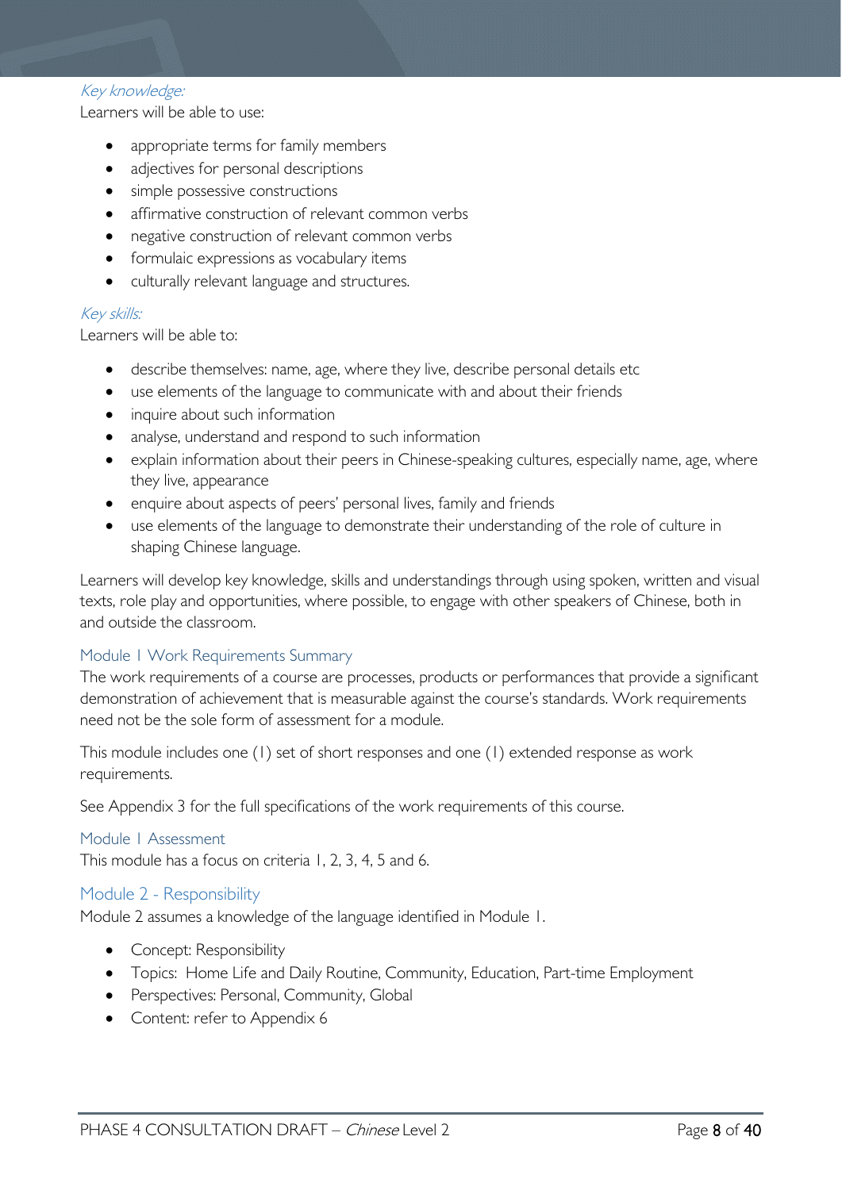#### *Key knowledge:*

Learners will be able to use:

- appropriate terms for family members
- adjectives for personal descriptions
- simple possessive constructions
- affirmative construction of relevant common verbs
- negative construction of relevant common verbs
- formulaic expressions as vocabulary items
- culturally relevant language and structures.

#### *Key skills:*

Learners will be able to:

- describe themselves: name, age, where they live, describe personal details etc
- use elements of the language to communicate with and about their friends
- inquire about such information
- analyse, understand and respond to such information
- explain information about their peers in Chinese-speaking cultures, especially name, age, where they live, appearance
- enquire about aspects of peers' personal lives, family and friends
- use elements of the language to demonstrate their understanding of the role of culture in shaping Chinese language.

Learners will develop key knowledge, skills and understandings through using spoken, written and visual texts, role play and opportunities, where possible, to engage with other speakers of Chinese, both in and outside the classroom.

### Module 1 Work Requirements Summary

The work requirements of a course are processes, products or performances that provide a significant demonstration of achievement that is measurable against the course's standards. Work requirements need not be the sole form of assessment for a module.

This module includes one (1) set of short responses and one (1) extended response as work requirements.

See Appendix 3 for the full specifications of the work requirements of this course.

### Module 1 Assessment

This module has a focus on criteria 1, 2, 3, 4, 5 and 6.

## Module 2 - Responsibility

Module 2 assumes a knowledge of the language identified in Module 1.

- Concept: Responsibility
- Topics: Home Life and Daily Routine, Community, Education, Part-time Employment
- Perspectives: Personal, Community, Global
- Content: refer to Appendix 6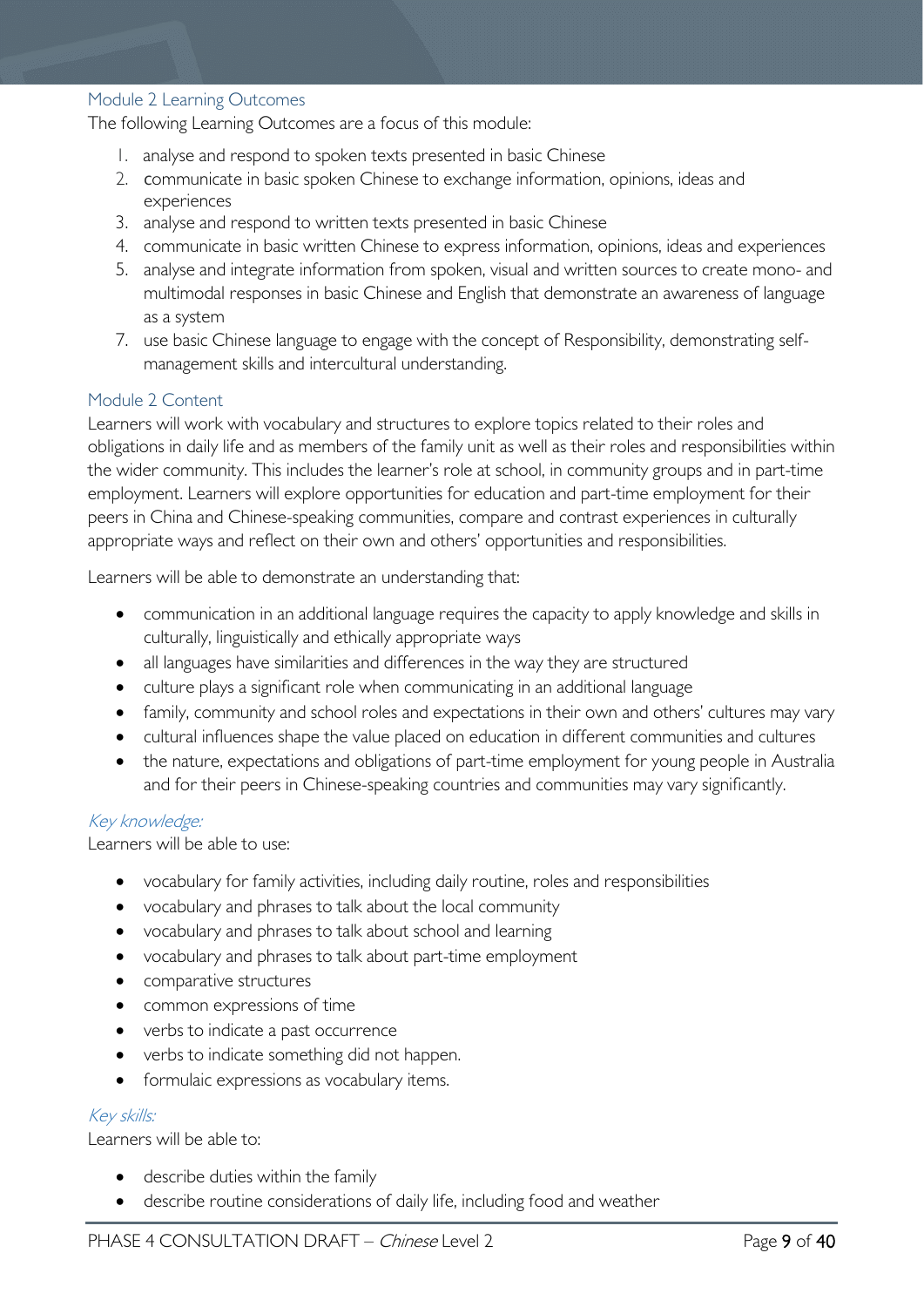## Module 2 Learning Outcomes

The following Learning Outcomes are a focus of this module:

1. analyse and respond to spoken texts presented in basic Chinese
2. communicate in basic spoken Chinese to exchange information, opinions, ideas and experiences
3. analyse and respond to written texts presented in basic Chinese
4. communicate in basic written Chinese to express information, opinions, ideas and experiences
5. analyse and integrate information from spoken, visual and written sources to create mono- and multimodal responses in basic Chinese and English that demonstrate an awareness of language as a system

7. use basic Chinese language to engage with the concept of Responsibility, demonstrating self-management skills and intercultural understanding.

## Module 2 Content

Learners will work with vocabulary and structures to explore topics related to their roles and obligations in daily life and as members of the family unit as well as their roles and responsibilities within the wider community. This includes the learner's role at school, in community groups and in part-time employment. Learners will explore opportunities for education and part-time employment for their peers in China and Chinese-speaking communities, compare and contrast experiences in culturally appropriate ways and reflect on their own and others' opportunities and responsibilities.

Learners will be able to demonstrate an understanding that:

- communication in an additional language requires the capacity to apply knowledge and skills in culturally, linguistically and ethically appropriate ways
- all languages have similarities and differences in the way they are structured
- culture plays a significant role when communicating in an additional language
- family, community and school roles and expectations in their own and others' cultures may vary
- cultural influences shape the value placed on education in different communities and cultures
- the nature, expectations and obligations of part-time employment for young people in Australia and for their peers in Chinese-speaking countries and communities may vary significantly.

### *Key knowledge:*

Learners will be able to use:

- vocabulary for family activities, including daily routine, roles and responsibilities
- vocabulary and phrases to talk about the local community
- vocabulary and phrases to talk about school and learning
- vocabulary and phrases to talk about part-time employment
- comparative structures
- common expressions of time
- verbs to indicate a past occurrence
- verbs to indicate something did not happen.
- formulaic expressions as vocabulary items.

### *Key skills:*

Learners will be able to:

- describe duties within the family
- describe routine considerations of daily life, including food and weather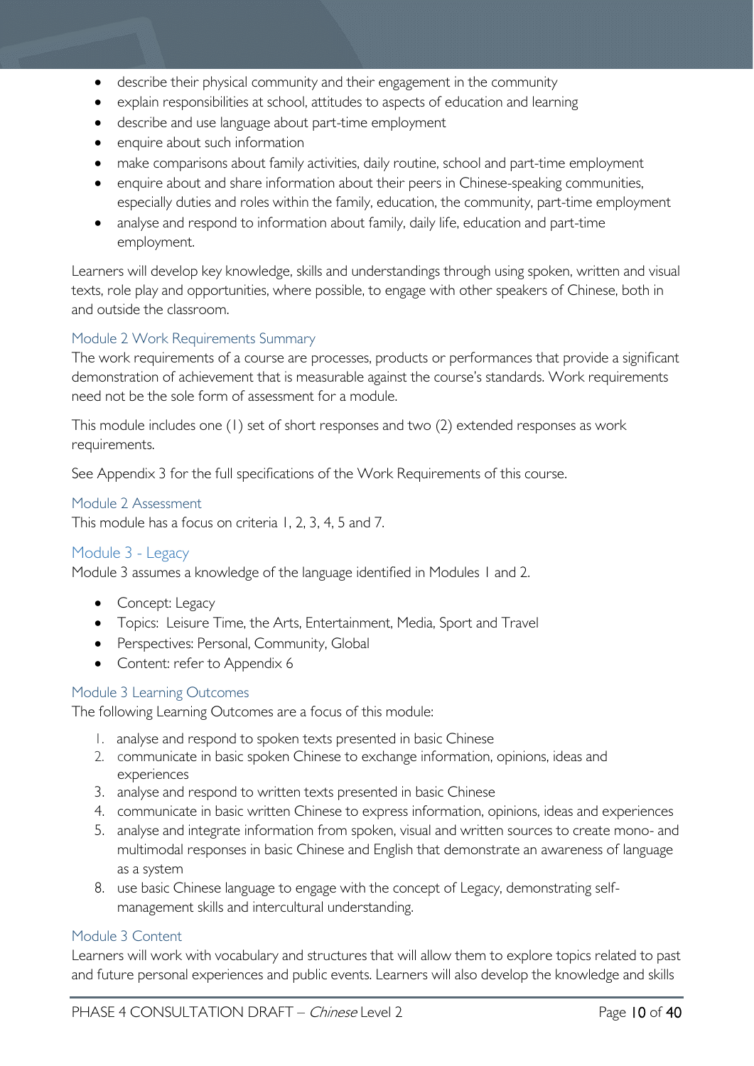- describe their physical community and their engagement in the community
- explain responsibilities at school, attitudes to aspects of education and learning
- describe and use language about part-time employment
- enquire about such information
- make comparisons about family activities, daily routine, school and part-time employment
- enquire about and share information about their peers in Chinese-speaking communities, especially duties and roles within the family, education, the community, part-time employment
- analyse and respond to information about family, daily life, education and part-time employment.

Learners will develop key knowledge, skills and understandings through using spoken, written and visual texts, role play and opportunities, where possible, to engage with other speakers of Chinese, both in and outside the classroom.

### Module 2 Work Requirements Summary

The work requirements of a course are processes, products or performances that provide a significant demonstration of achievement that is measurable against the course's standards. Work requirements need not be the sole form of assessment for a module.

This module includes one (1) set of short responses and two (2) extended responses as work requirements.

See Appendix 3 for the full specifications of the Work Requirements of this course.

### Module 2 Assessment

This module has a focus on criteria 1, 2, 3, 4, 5 and 7.

## Module 3 - Legacy

Module 3 assumes a knowledge of the language identified in Modules 1 and 2.

- Concept: Legacy
- Topics: Leisure Time, the Arts, Entertainment, Media, Sport and Travel
- Perspectives: Personal, Community, Global
- Content: refer to Appendix 6

### Module 3 Learning Outcomes

The following Learning Outcomes are a focus of this module:

1. analyse and respond to spoken texts presented in basic Chinese
2. communicate in basic spoken Chinese to exchange information, opinions, ideas and experiences
3. analyse and respond to written texts presented in basic Chinese
4. communicate in basic written Chinese to express information, opinions, ideas and experiences
5. analyse and integrate information from spoken, visual and written sources to create mono- and multimodal responses in basic Chinese and English that demonstrate an awareness of language as a system

8. use basic Chinese language to engage with the concept of Legacy, demonstrating self-management skills and intercultural understanding.

### Module 3 Content

Learners will work with vocabulary and structures that will allow them to explore topics related to past and future personal experiences and public events. Learners will also develop the knowledge and skills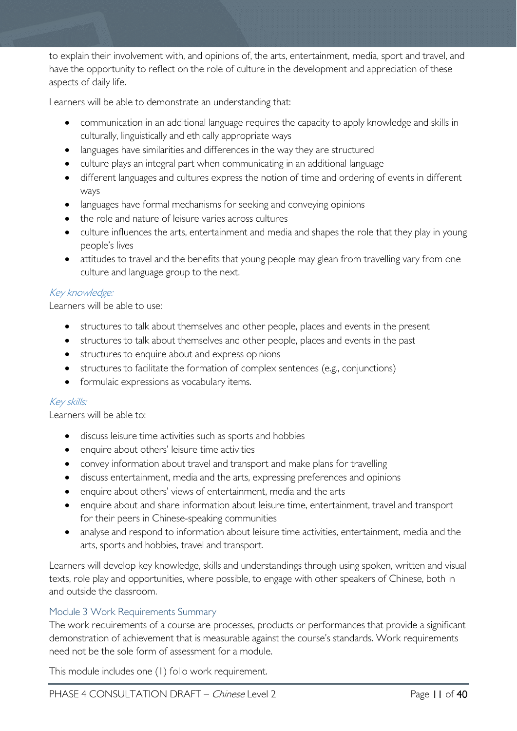to explain their involvement with, and opinions of, the arts, entertainment, media, sport and travel, and have the opportunity to reflect on the role of culture in the development and appreciation of these aspects of daily life.

Learners will be able to demonstrate an understanding that:

- communication in an additional language requires the capacity to apply knowledge and skills in culturally, linguistically and ethically appropriate ways
- languages have similarities and differences in the way they are structured
- culture plays an integral part when communicating in an additional language
- different languages and cultures express the notion of time and ordering of events in different ways
- languages have formal mechanisms for seeking and conveying opinions
- the role and nature of leisure varies across cultures
- culture influences the arts, entertainment and media and shapes the role that they play in young people's lives
- attitudes to travel and the benefits that young people may glean from travelling vary from one culture and language group to the next.

#### *Key knowledge:*

Learners will be able to use:

- structures to talk about themselves and other people, places and events in the present
- structures to talk about themselves and other people, places and events in the past
- structures to enquire about and express opinions
- structures to facilitate the formation of complex sentences (e.g., conjunctions)
- formulaic expressions as vocabulary items.

#### *Key skills:*

Learners will be able to:

- discuss leisure time activities such as sports and hobbies
- enquire about others' leisure time activities
- convey information about travel and transport and make plans for travelling
- discuss entertainment, media and the arts, expressing preferences and opinions
- enquire about others' views of entertainment, media and the arts
- enquire about and share information about leisure time, entertainment, travel and transport for their peers in Chinese-speaking communities
- analyse and respond to information about leisure time activities, entertainment, media and the arts, sports and hobbies, travel and transport.

Learners will develop key knowledge, skills and understandings through using spoken, written and visual texts, role play and opportunities, where possible, to engage with other speakers of Chinese, both in and outside the classroom.

### Module 3 Work Requirements Summary

The work requirements of a course are processes, products or performances that provide a significant demonstration of achievement that is measurable against the course's standards. Work requirements need not be the sole form of assessment for a module.

This module includes one (1) folio work requirement.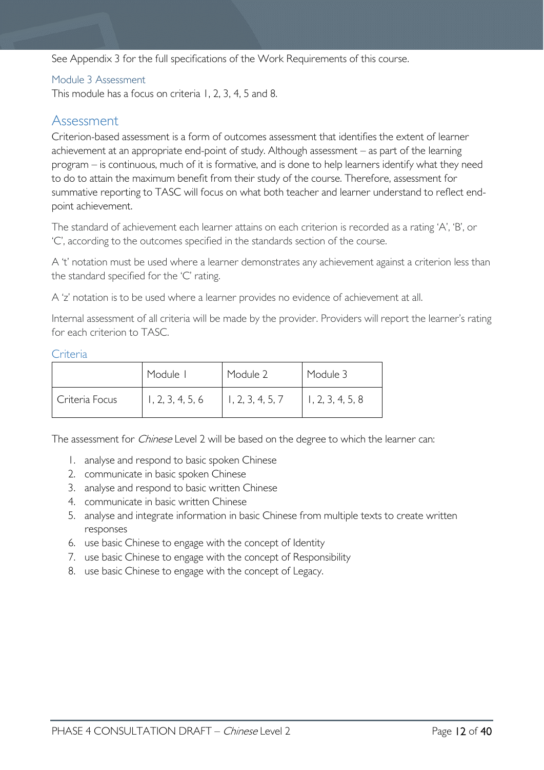See Appendix 3 for the full specifications of the Work Requirements of this course.

### Module 3 Assessment

This module has a focus on criteria 1, 2, 3, 4, 5 and 8.

## Assessment

Criterion-based assessment is a form of outcomes assessment that identifies the extent of learner achievement at an appropriate end-point of study. Although assessment – as part of the learning program – is continuous, much of it is formative, and is done to help learners identify what they need to do to attain the maximum benefit from their study of the course. Therefore, assessment for summative reporting to TASC will focus on what both teacher and learner understand to reflect end-point achievement.

The standard of achievement each learner attains on each criterion is recorded as a rating 'A', 'B', or 'C', according to the outcomes specified in the standards section of the course.

A 't' notation must be used where a learner demonstrates any achievement against a criterion less than the standard specified for the 'C' rating.

A 'z' notation is to be used where a learner provides no evidence of achievement at all.

Internal assessment of all criteria will be made by the provider. Providers will report the learner's rating for each criterion to TASC.

### Criteria

| | Module 1 | Module 2 | Module 3 |
|---|---|---|---|
| Criteria Focus | 1, 2, 3, 4, 5, 6 | 1, 2, 3, 4, 5, 7 | 1, 2, 3, 4, 5, 8 |

The assessment for *Chinese* Level 2 will be based on the degree to which the learner can:

1. analyse and respond to basic spoken Chinese
2. communicate in basic spoken Chinese
3. analyse and respond to basic written Chinese
4. communicate in basic written Chinese
5. analyse and integrate information in basic Chinese from multiple texts to create written responses
6. use basic Chinese to engage with the concept of Identity
7. use basic Chinese to engage with the concept of Responsibility
8. use basic Chinese to engage with the concept of Legacy.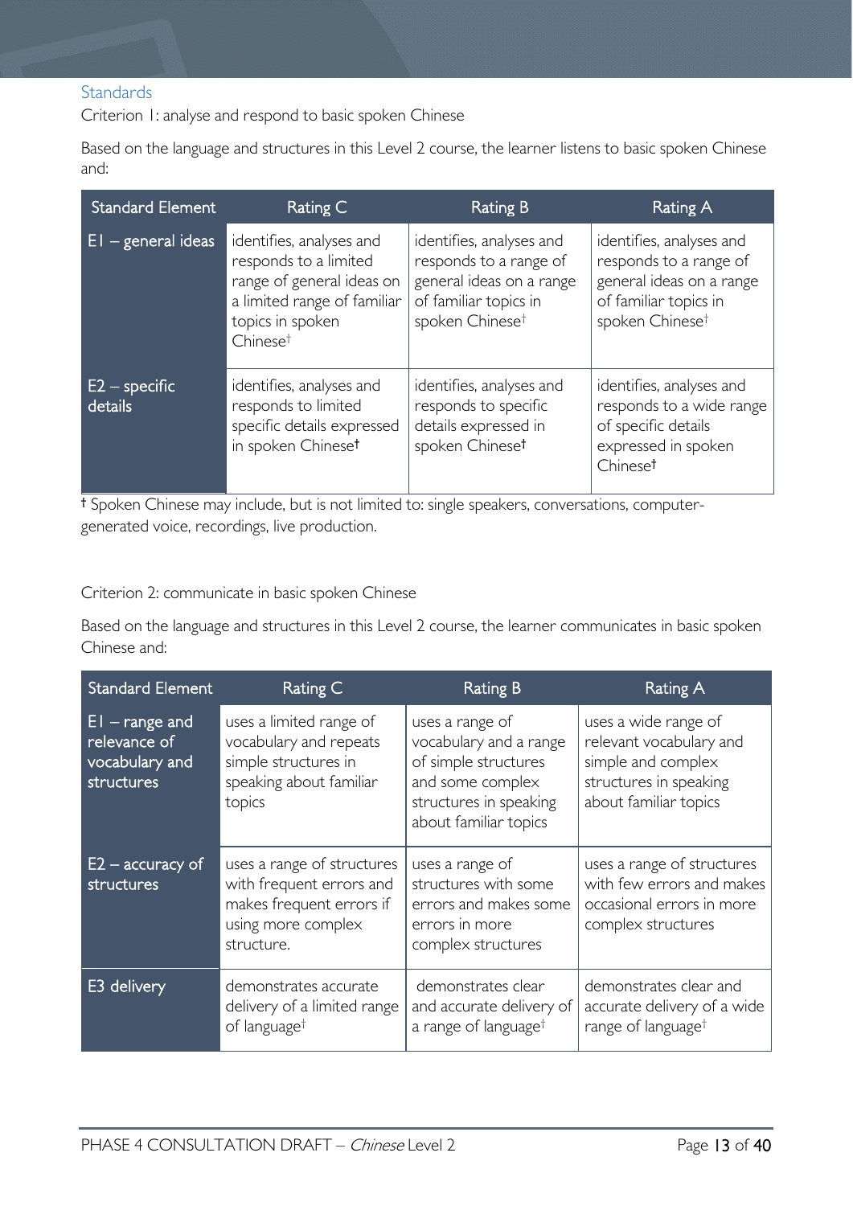## Standards

Criterion 1: analyse and respond to basic spoken Chinese

Based on the language and structures in this Level 2 course, the learner listens to basic spoken Chinese and:

| Standard Element | Rating C | Rating B | Rating A |
| --- | --- | --- | --- |
| E1 – general ideas | identifies, analyses and responds to a limited range of general ideas on a limited range of familiar topics in spoken Chinese† | identifies, analyses and responds to a range of general ideas on a range of familiar topics in spoken Chinese† | identifies, analyses and responds to a range of general ideas on a range of familiar topics in spoken Chinese† |
| E2 – specific details | identifies, analyses and responds to limited specific details expressed in spoken Chinese† | identifies, analyses and responds to specific details expressed in spoken Chinese† | identifies, analyses and responds to a wide range of specific details expressed in spoken Chinese† |

† Spoken Chinese may include, but is not limited to: single speakers, conversations, computer-generated voice, recordings, live production.

Criterion 2: communicate in basic spoken Chinese

Based on the language and structures in this Level 2 course, the learner communicates in basic spoken Chinese and:

| Standard Element | Rating C | Rating B | Rating A |
| --- | --- | --- | --- |
| E1 – range and relevance of vocabulary and structures | uses a limited range of vocabulary and repeats simple structures in speaking about familiar topics | uses a range of vocabulary and a range of simple structures and some complex structures in speaking about familiar topics | uses a wide range of relevant vocabulary and simple and complex structures in speaking about familiar topics |
| E2 – accuracy of structures | uses a range of structures with frequent errors and makes frequent errors if using more complex structure. | uses a range of structures with some errors and makes some errors in more complex structures | uses a range of structures with few errors and makes occasional errors in more complex structures |
| E3 delivery | demonstrates accurate delivery of a limited range of language† | demonstrates clear and accurate delivery of a range of language† | demonstrates clear and accurate delivery of a wide range of language† |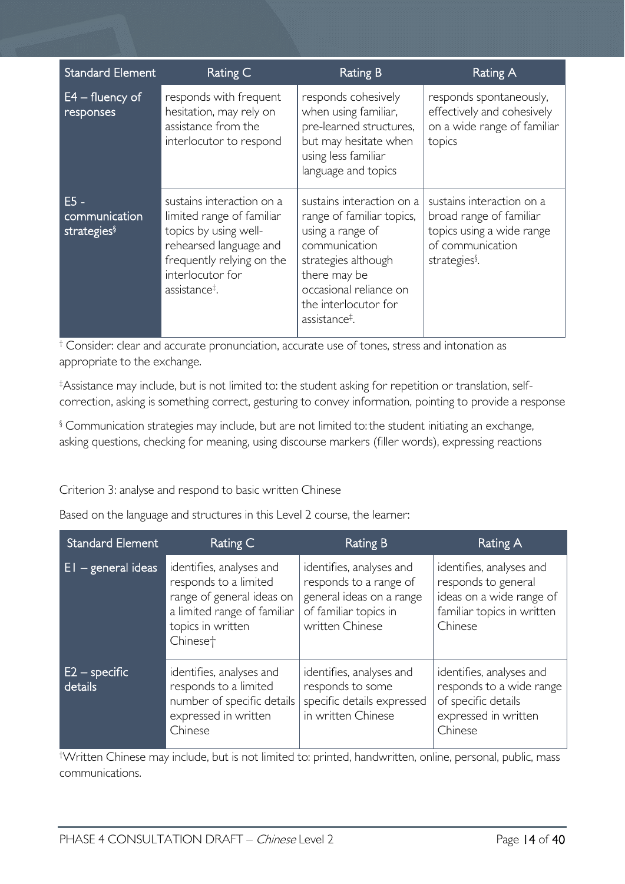| Standard Element | Rating C | Rating B | Rating A |
|---|---|---|---|
| E4 – fluency of responses | responds with frequent hesitation, may rely on assistance from the interlocutor to respond | responds cohesively when using familiar, pre-learned structures, but may hesitate when using less familiar language and topics | responds spontaneously, effectively and cohesively on a wide range of familiar topics |
| E5 - communication strategies§ | sustains interaction on a limited range of familiar topics by using well-rehearsed language and frequently relying on the interlocutor for assistance‡. | sustains interaction on a range of familiar topics, using a range of communication strategies although there may be occasional reliance on the interlocutor for assistance‡. | sustains interaction on a broad range of familiar topics using a wide range of communication strategies§. |

† Consider: clear and accurate pronunciation, accurate use of tones, stress and intonation as appropriate to the exchange.

‡Assistance may include, but is not limited to: the student asking for repetition or translation, self-correction, asking is something correct, gesturing to convey information, pointing to provide a response

§ Communication strategies may include, but are not limited to: the student initiating an exchange, asking questions, checking for meaning, using discourse markers (filler words), expressing reactions

Criterion 3: analyse and respond to basic written Chinese

Based on the language and structures in this Level 2 course, the learner:

| Standard Element | Rating C | Rating B | Rating A |
|---|---|---|---|
| E1 – general ideas | identifies, analyses and responds to a limited range of general ideas on a limited range of familiar topics in written Chinese† | identifies, analyses and responds to a range of general ideas on a range of familiar topics in written Chinese | identifies, analyses and responds to general ideas on a wide range of familiar topics in written Chinese |
| E2 – specific details | identifies, analyses and responds to a limited number of specific details expressed in written Chinese | identifies, analyses and responds to some specific details expressed in written Chinese | identifies, analyses and responds to a wide range of specific details expressed in written Chinese |

†Written Chinese may include, but is not limited to: printed, handwritten, online, personal, public, mass communications.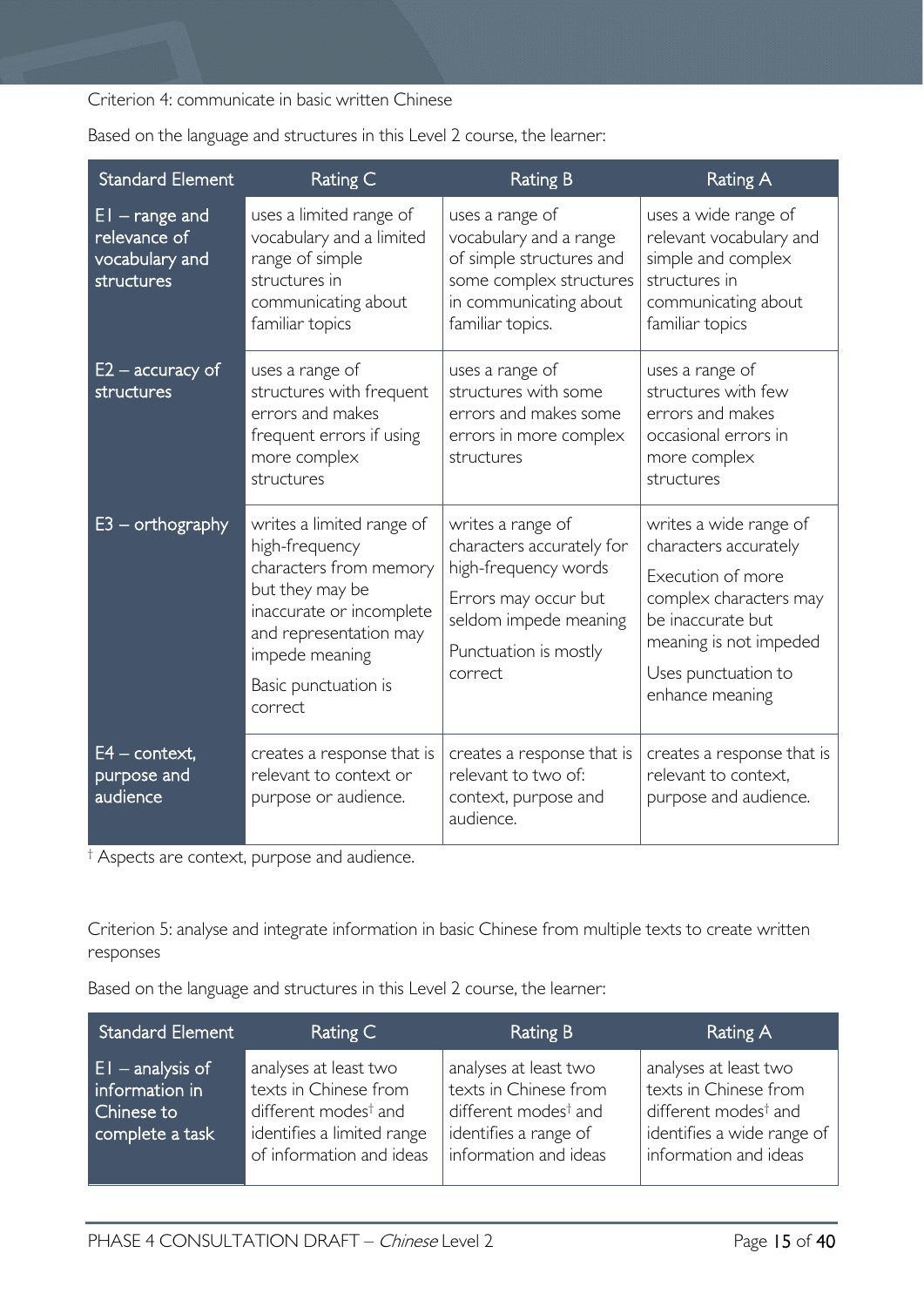Criterion 4: communicate in basic written Chinese

Based on the language and structures in this Level 2 course, the learner:

| Standard Element | Rating C | Rating B | Rating A |
|---|---|---|---|
| E1 – range and relevance of vocabulary and structures | uses a limited range of vocabulary and a limited range of simple structures in communicating about familiar topics | uses a range of vocabulary and a range of simple structures and some complex structures in communicating about familiar topics. | uses a wide range of relevant vocabulary and simple and complex structures in communicating about familiar topics |
| E2 – accuracy of structures | uses a range of structures with frequent errors and makes frequent errors if using more complex structures | uses a range of structures with some errors and makes some errors in more complex structures | uses a range of structures with few errors and makes occasional errors in more complex structures |
| E3 – orthography | writes a limited range of high-frequency characters from memory but they may be inaccurate or incomplete and representation may impede meaning<br><br>Basic punctuation is correct | writes a range of characters accurately for high-frequency words<br><br>Errors may occur but seldom impede meaning<br><br>Punctuation is mostly correct | writes a wide range of characters accurately<br><br>Execution of more complex characters may be inaccurate but meaning is not impeded<br><br>Uses punctuation to enhance meaning |
| E4 – context, purpose and audience | creates a response that is relevant to context or purpose or audience. | creates a response that is relevant to two of: context, purpose and audience. | creates a response that is relevant to context, purpose and audience. |

† Aspects are context, purpose and audience.

Criterion 5: analyse and integrate information in basic Chinese from multiple texts to create written responses

Based on the language and structures in this Level 2 course, the learner:

| Standard Element | Rating C | Rating B | Rating A |
|---|---|---|---|
| E1 – analysis of information in Chinese to complete a task | analyses at least two texts in Chinese from different modes† and identifies a limited range of information and ideas | analyses at least two texts in Chinese from different modes† and identifies a range of information and ideas | analyses at least two texts in Chinese from different modes† and identifies a wide range of information and ideas |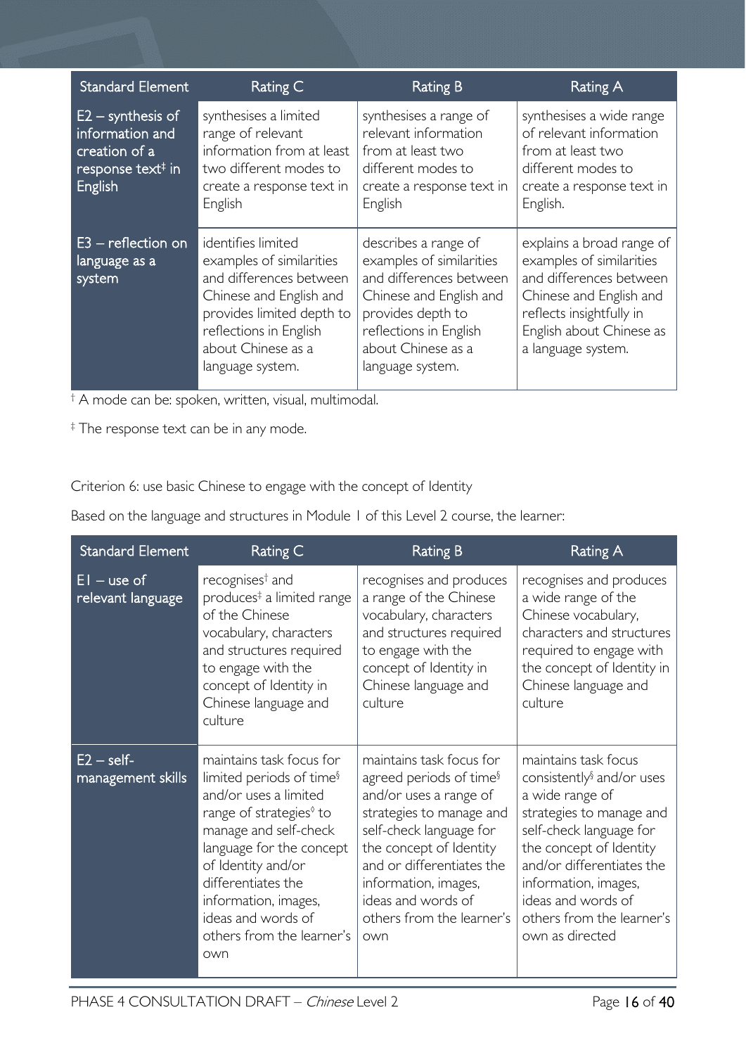| Standard Element | Rating C | Rating B | Rating A |
|---|---|---|---|
| E2 – synthesis of information and creation of a response text‡ in English | synthesises a limited range of relevant information from at least two different modes to create a response text in English | synthesises a range of relevant information from at least two different modes to create a response text in English | synthesises a wide range of relevant information from at least two different modes to create a response text in English. |
| E3 – reflection on language as a system | identifies limited examples of similarities and differences between Chinese and English and provides limited depth to reflections in English about Chinese as a language system. | describes a range of examples of similarities and differences between Chinese and English and provides depth to reflections in English about Chinese as a language system. | explains a broad range of examples of similarities and differences between Chinese and English and reflects insightfully in English about Chinese as a language system. |

† A mode can be: spoken, written, visual, multimodal.

‡ The response text can be in any mode.

Criterion 6: use basic Chinese to engage with the concept of Identity

Based on the language and structures in Module 1 of this Level 2 course, the learner:

| Standard Element | Rating C | Rating B | Rating A |
|---|---|---|---|
| E1 – use of relevant language | recognises† and produces‡ a limited range of the Chinese vocabulary, characters and structures required to engage with the concept of Identity in Chinese language and culture | recognises and produces a range of the Chinese vocabulary, characters and structures required to engage with the concept of Identity in Chinese language and culture | recognises and produces a wide range of the Chinese vocabulary, characters and structures required to engage with the concept of Identity in Chinese language and culture |
| E2 – self-management skills | maintains task focus for limited periods of time§ and/or uses a limited range of strategies◊ to manage and self-check language for the concept of Identity and/or differentiates the information, images, ideas and words of others from the learner's own | maintains task focus for agreed periods of time§ and/or uses a range of strategies to manage and self-check language for the concept of Identity and or differentiates the information, images, ideas and words of others from the learner's own | maintains task focus consistently§ and/or uses a wide range of strategies to manage and self-check language for the concept of Identity and/or differentiates the information, images, ideas and words of others from the learner's own as directed |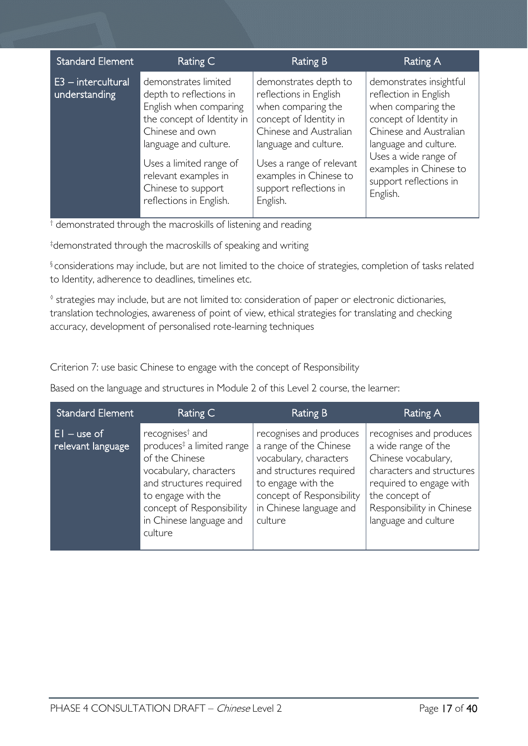| Standard Element | Rating C | Rating B | Rating A |
| --- | --- | --- | --- |
| E3 – intercultural understanding | demonstrates limited depth to reflections in English when comparing the concept of Identity in Chinese and own language and culture. Uses a limited range of relevant examples in Chinese to support reflections in English. | demonstrates depth to reflections in English when comparing the concept of Identity in Chinese and Australian language and culture. Uses a range of relevant examples in Chinese to support reflections in English. | demonstrates insightful reflection in English when comparing the concept of Identity in Chinese and Australian language and culture. Uses a wide range of examples in Chinese to support reflections in English. |

† demonstrated through the macroskills of listening and reading

‡demonstrated through the macroskills of speaking and writing

§ considerations may include, but are not limited to the choice of strategies, completion of tasks related to Identity, adherence to deadlines, timelines etc.

◊ strategies may include, but are not limited to: consideration of paper or electronic dictionaries, translation technologies, awareness of point of view, ethical strategies for translating and checking accuracy, development of personalised rote-learning techniques

Criterion 7: use basic Chinese to engage with the concept of Responsibility

Based on the language and structures in Module 2 of this Level 2 course, the learner:

| Standard Element | Rating C | Rating B | Rating A |
| --- | --- | --- | --- |
| E1 – use of relevant language | recognises† and produces‡ a limited range of the Chinese vocabulary, characters and structures required to engage with the concept of Responsibility in Chinese language and culture | recognises and produces a range of the Chinese vocabulary, characters and structures required to engage with the concept of Responsibility in Chinese language and culture | recognises and produces a wide range of the Chinese vocabulary, characters and structures required to engage with the concept of Responsibility in Chinese language and culture |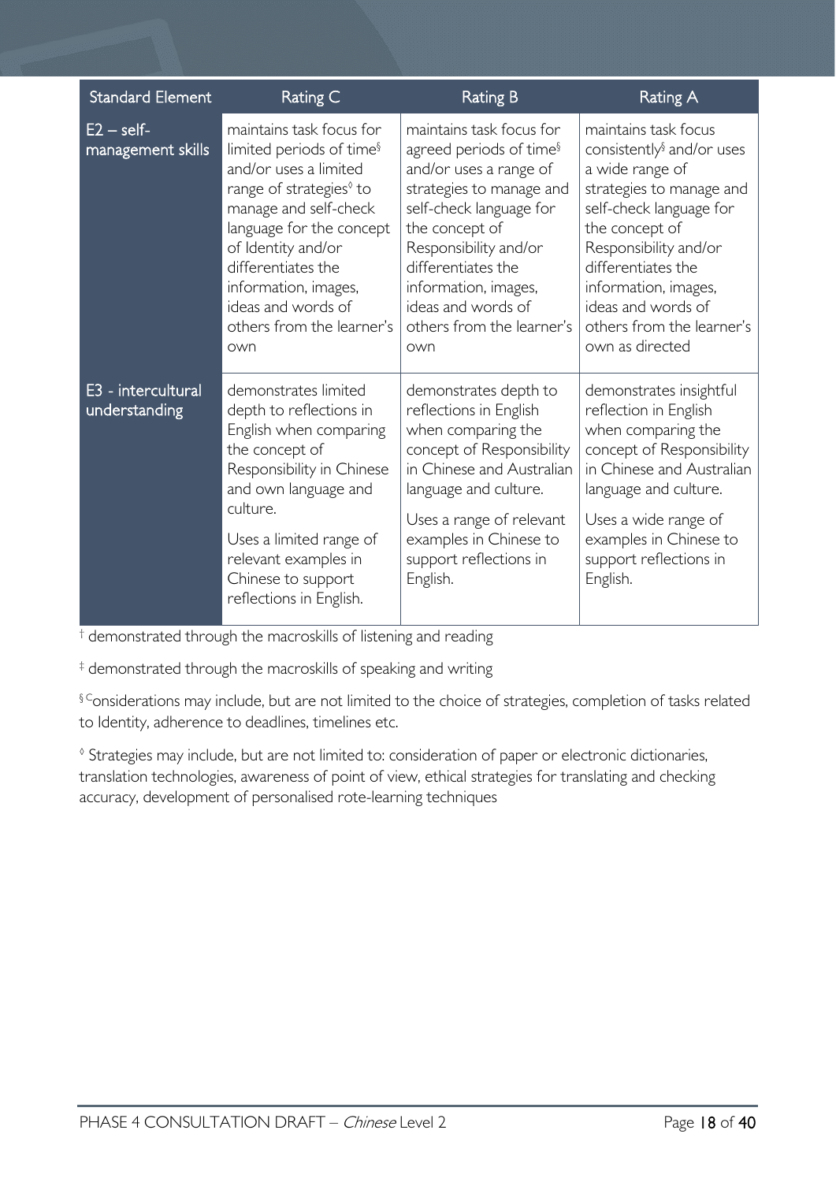| Standard Element | Rating C | Rating B | Rating A |
|---|---|---|---|
| E2 – self-management skills | maintains task focus for limited periods of time§ and/or uses a limited range of strategies◊ to manage and self-check language for the concept of Identity and/or differentiates the information, images, ideas and words of others from the learner's own | maintains task focus for agreed periods of time§ and/or uses a range of strategies to manage and self-check language for the concept of Responsibility and/or differentiates the information, images, ideas and words of others from the learner's own | maintains task focus consistently§ and/or uses a wide range of strategies to manage and self-check language for the concept of Responsibility and/or differentiates the information, images, ideas and words of others from the learner's own as directed |
| E3 - intercultural understanding | demonstrates limited depth to reflections in English when comparing the concept of Responsibility in Chinese and own language and culture. Uses a limited range of relevant examples in Chinese to support reflections in English. | demonstrates depth to reflections in English when comparing the concept of Responsibility in Chinese and Australian language and culture. Uses a range of relevant examples in Chinese to support reflections in English. | demonstrates insightful reflection in English when comparing the concept of Responsibility in Chinese and Australian language and culture. Uses a wide range of examples in Chinese to support reflections in English. |

† demonstrated through the macroskills of listening and reading

‡ demonstrated through the macroskills of speaking and writing

§ Considerations may include, but are not limited to the choice of strategies, completion of tasks related to Identity, adherence to deadlines, timelines etc.

◊ Strategies may include, but are not limited to: consideration of paper or electronic dictionaries, translation technologies, awareness of point of view, ethical strategies for translating and checking accuracy, development of personalised rote-learning techniques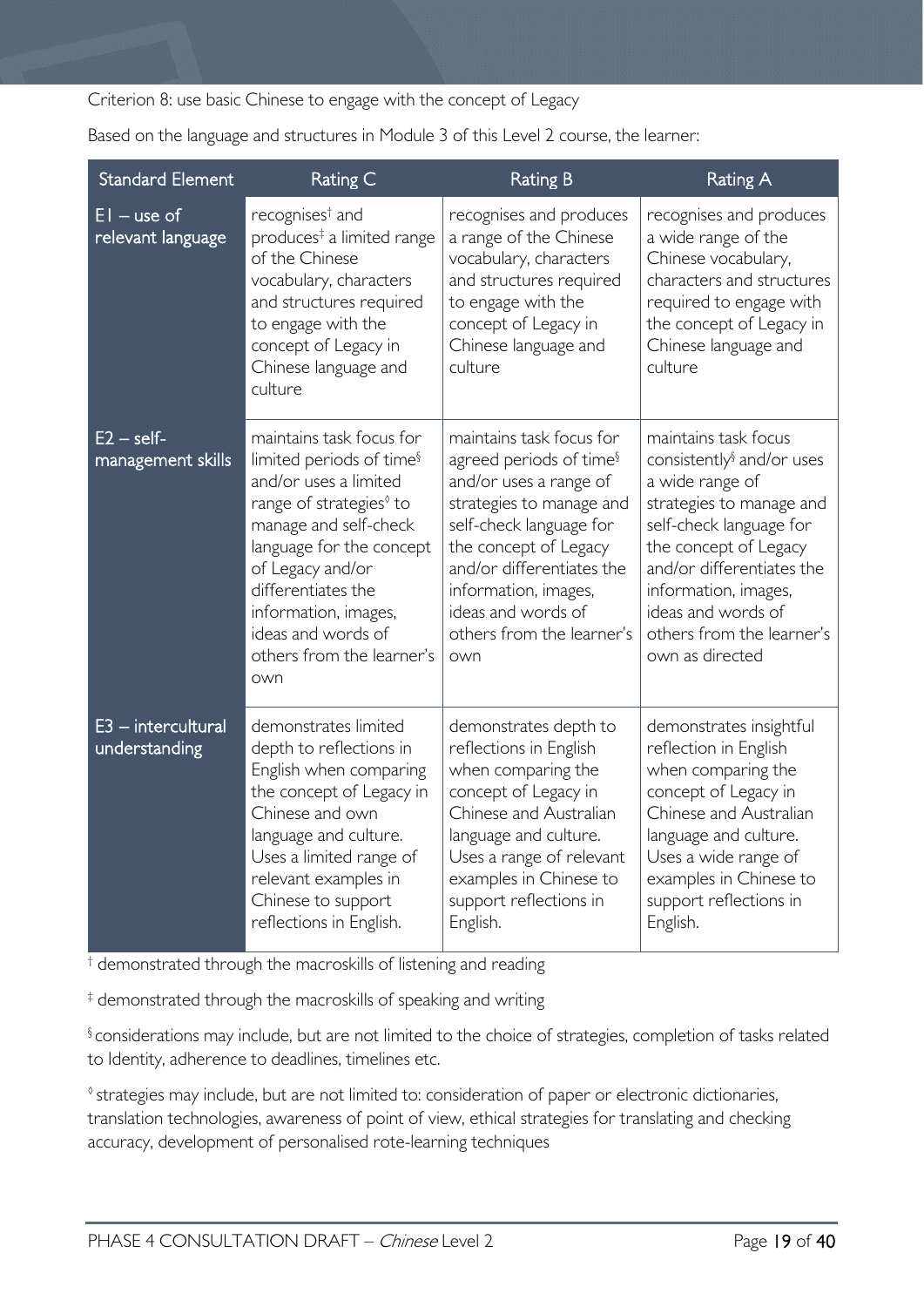Criterion 8: use basic Chinese to engage with the concept of Legacy

Based on the language and structures in Module 3 of this Level 2 course, the learner:

| Standard Element | Rating C | Rating B | Rating A |
|---|---|---|---|
| E1 – use of relevant language | recognises† and produces‡ a limited range of the Chinese vocabulary, characters and structures required to engage with the concept of Legacy in Chinese language and culture | recognises and produces a range of the Chinese vocabulary, characters and structures required to engage with the concept of Legacy in Chinese language and culture | recognises and produces a wide range of the Chinese vocabulary, characters and structures required to engage with the concept of Legacy in Chinese language and culture |
| E2 – self-management skills | maintains task focus for limited periods of time§ and/or uses a limited range of strategies◊ to manage and self-check language for the concept of Legacy and/or differentiates the information, images, ideas and words of others from the learner's own | maintains task focus for agreed periods of time§ and/or uses a range of strategies to manage and self-check language for the concept of Legacy and/or differentiates the information, images, ideas and words of others from the learner's own | maintains task focus consistently§ and/or uses a wide range of strategies to manage and self-check language for the concept of Legacy and/or differentiates the information, images, ideas and words of others from the learner's own as directed |
| E3 – intercultural understanding | demonstrates limited depth to reflections in English when comparing the concept of Legacy in Chinese and own language and culture. Uses a limited range of relevant examples in Chinese to support reflections in English. | demonstrates depth to reflections in English when comparing the concept of Legacy in Chinese and Australian language and culture. Uses a range of relevant examples in Chinese to support reflections in English. | demonstrates insightful reflection in English when comparing the concept of Legacy in Chinese and Australian language and culture. Uses a wide range of examples in Chinese to support reflections in English. |

† demonstrated through the macroskills of listening and reading

‡ demonstrated through the macroskills of speaking and writing

§ considerations may include, but are not limited to the choice of strategies, completion of tasks related to Identity, adherence to deadlines, timelines etc.

◊ strategies may include, but are not limited to: consideration of paper or electronic dictionaries, translation technologies, awareness of point of view, ethical strategies for translating and checking accuracy, development of personalised rote-learning techniques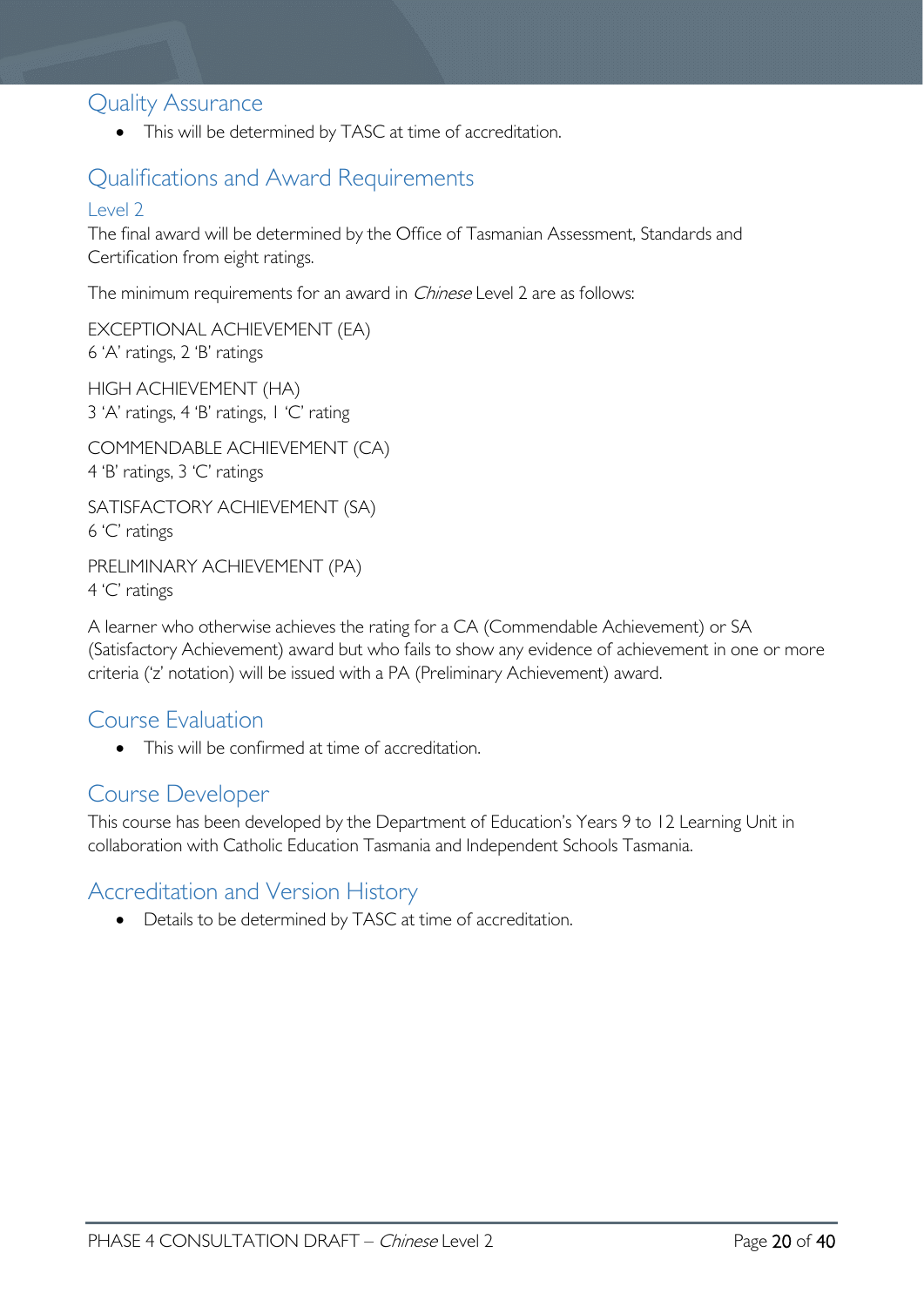## Quality Assurance

- This will be determined by TASC at time of accreditation.

## Qualifications and Award Requirements

### Level 2

The final award will be determined by the Office of Tasmanian Assessment, Standards and Certification from eight ratings.

The minimum requirements for an award in *Chinese* Level 2 are as follows:

EXCEPTIONAL ACHIEVEMENT (EA)
6 'A' ratings, 2 'B' ratings

HIGH ACHIEVEMENT (HA)
3 'A' ratings, 4 'B' ratings, 1 'C' rating

COMMENDABLE ACHIEVEMENT (CA)
4 'B' ratings, 3 'C' ratings

SATISFACTORY ACHIEVEMENT (SA)
6 'C' ratings

PRELIMINARY ACHIEVEMENT (PA)
4 'C' ratings

A learner who otherwise achieves the rating for a CA (Commendable Achievement) or SA (Satisfactory Achievement) award but who fails to show any evidence of achievement in one or more criteria ('z' notation) will be issued with a PA (Preliminary Achievement) award.

## Course Evaluation

- This will be confirmed at time of accreditation.

## Course Developer

This course has been developed by the Department of Education's Years 9 to 12 Learning Unit in collaboration with Catholic Education Tasmania and Independent Schools Tasmania.

## Accreditation and Version History

- Details to be determined by TASC at time of accreditation.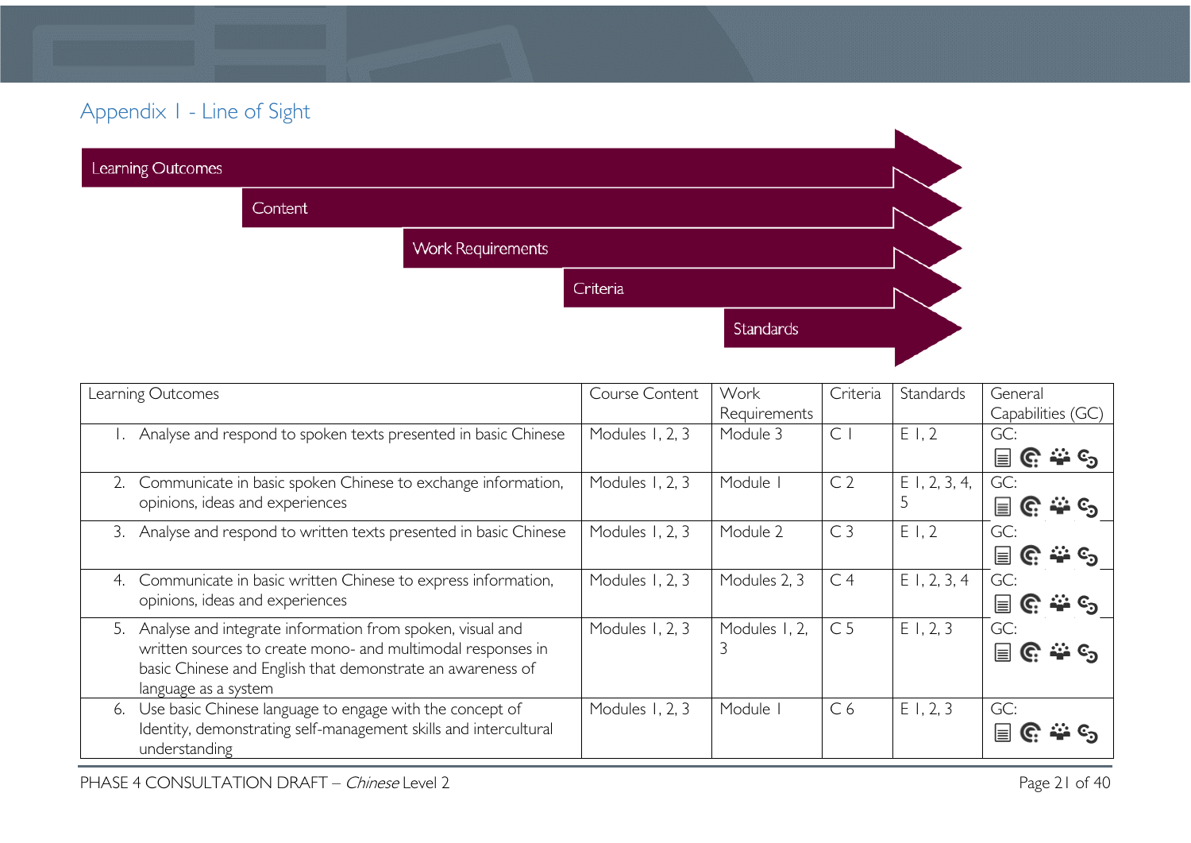## Appendix 1 - Line of Sight

Learning Outcomes

Content

Work Requirements

Criteria

Standards

| Learning Outcomes | Course Content | Work Requirements | Criteria | Standards | General Capabilities (GC) |
|---|---|---|---|---|---|
| 1. Analyse and respond to spoken texts presented in basic Chinese | Modules 1, 2, 3 | Module 3 | C 1 | E 1, 2 | GC: |
| 2. Communicate in basic spoken Chinese to exchange information, opinions, ideas and experiences | Modules 1, 2, 3 | Module 1 | C 2 | E 1, 2, 3, 4, 5 | GC: |
| 3. Analyse and respond to written texts presented in basic Chinese | Modules 1, 2, 3 | Module 2 | C 3 | E 1, 2 | GC: |
| 4. Communicate in basic written Chinese to express information, opinions, ideas and experiences | Modules 1, 2, 3 | Modules 2, 3 | C 4 | E 1, 2, 3, 4 | GC: |
| 5. Analyse and integrate information from spoken, visual and written sources to create mono- and multimodal responses in basic Chinese and English that demonstrate an awareness of language as a system | Modules 1, 2, 3 | Modules 1, 2, 3 | C 5 | E 1, 2, 3 | GC: |
| 6. Use basic Chinese language to engage with the concept of Identity, demonstrating self-management skills and intercultural understanding | Modules 1, 2, 3 | Module 1 | C 6 | E 1, 2, 3 | GC: |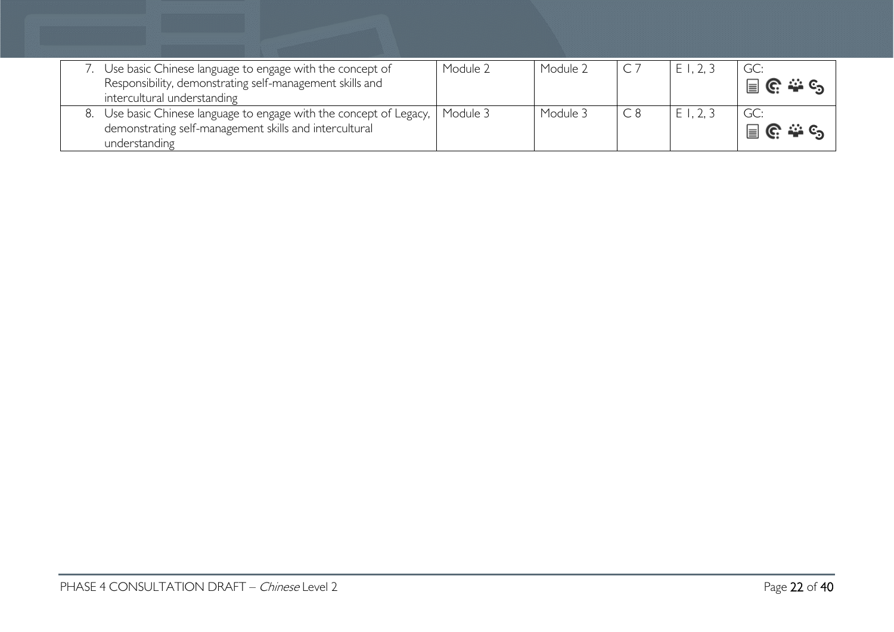| | | | | | |
|---|---|---|---|---|---|
| 7. Use basic Chinese language to engage with the concept of Responsibility, demonstrating self-management skills and intercultural understanding | Module 2 | Module 2 | C 7 | E 1, 2, 3 | GC: |
| 8. Use basic Chinese language to engage with the concept of Legacy, demonstrating self-management skills and intercultural understanding | Module 3 | Module 3 | C 8 | E 1, 2, 3 | GC: |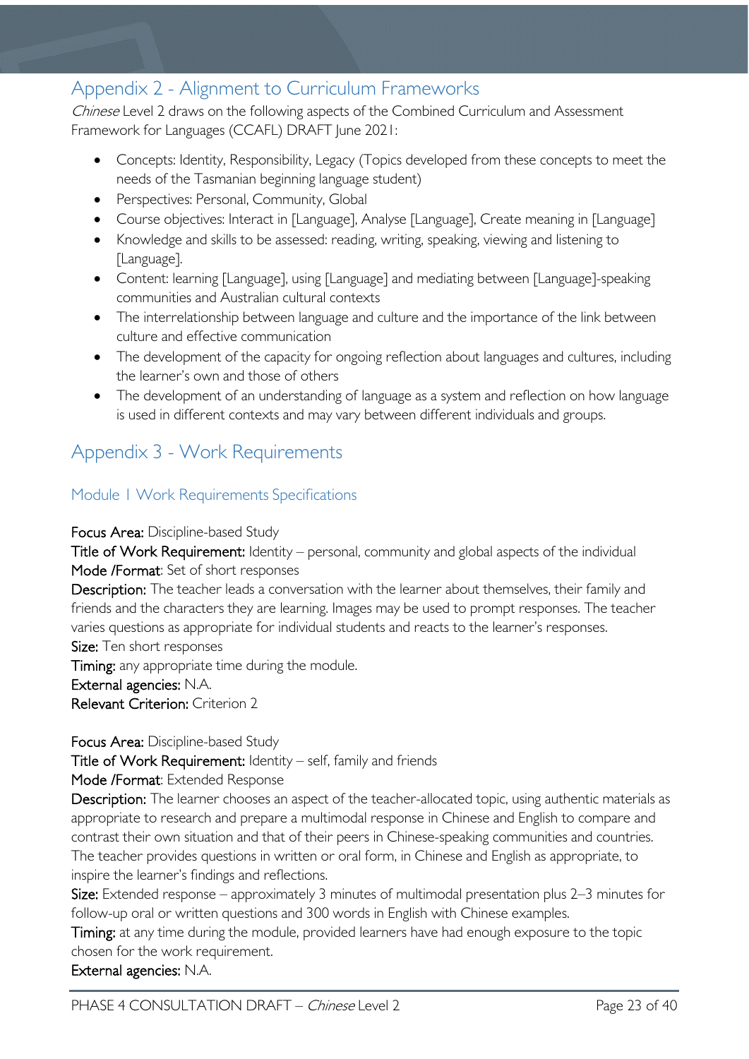## Appendix 2 - Alignment to Curriculum Frameworks

*Chinese* Level 2 draws on the following aspects of the Combined Curriculum and Assessment Framework for Languages (CCAFL) DRAFT June 2021:

- Concepts: Identity, Responsibility, Legacy (Topics developed from these concepts to meet the needs of the Tasmanian beginning language student)
- Perspectives: Personal, Community, Global
- Course objectives: Interact in [Language], Analyse [Language], Create meaning in [Language]
- Knowledge and skills to be assessed: reading, writing, speaking, viewing and listening to [Language].
- Content: learning [Language], using [Language] and mediating between [Language]-speaking communities and Australian cultural contexts
- The interrelationship between language and culture and the importance of the link between culture and effective communication
- The development of the capacity for ongoing reflection about languages and cultures, including the learner's own and those of others
- The development of an understanding of language as a system and reflection on how language is used in different contexts and may vary between different individuals and groups.

## Appendix 3 - Work Requirements

### Module 1 Work Requirements Specifications

**Focus Area:** Discipline-based Study
**Title of Work Requirement:** Identity – personal, community and global aspects of the individual
**Mode /Format**: Set of short responses
**Description:** The teacher leads a conversation with the learner about themselves, their family and friends and the characters they are learning. Images may be used to prompt responses. The teacher varies questions as appropriate for individual students and reacts to the learner's responses.
**Size:** Ten short responses
**Timing:** any appropriate time during the module.
**External agencies:** N.A.
**Relevant Criterion:** Criterion 2

**Focus Area:** Discipline-based Study
**Title of Work Requirement:** Identity – self, family and friends
**Mode /Format**: Extended Response
**Description:** The learner chooses an aspect of the teacher-allocated topic, using authentic materials as appropriate to research and prepare a multimodal response in Chinese and English to compare and contrast their own situation and that of their peers in Chinese-speaking communities and countries. The teacher provides questions in written or oral form, in Chinese and English as appropriate, to inspire the learner's findings and reflections.
**Size:** Extended response – approximately 3 minutes of multimodal presentation plus 2–3 minutes for follow-up oral or written questions and 300 words in English with Chinese examples.
**Timing:** at any time during the module, provided learners have had enough exposure to the topic chosen for the work requirement.
**External agencies:** N.A.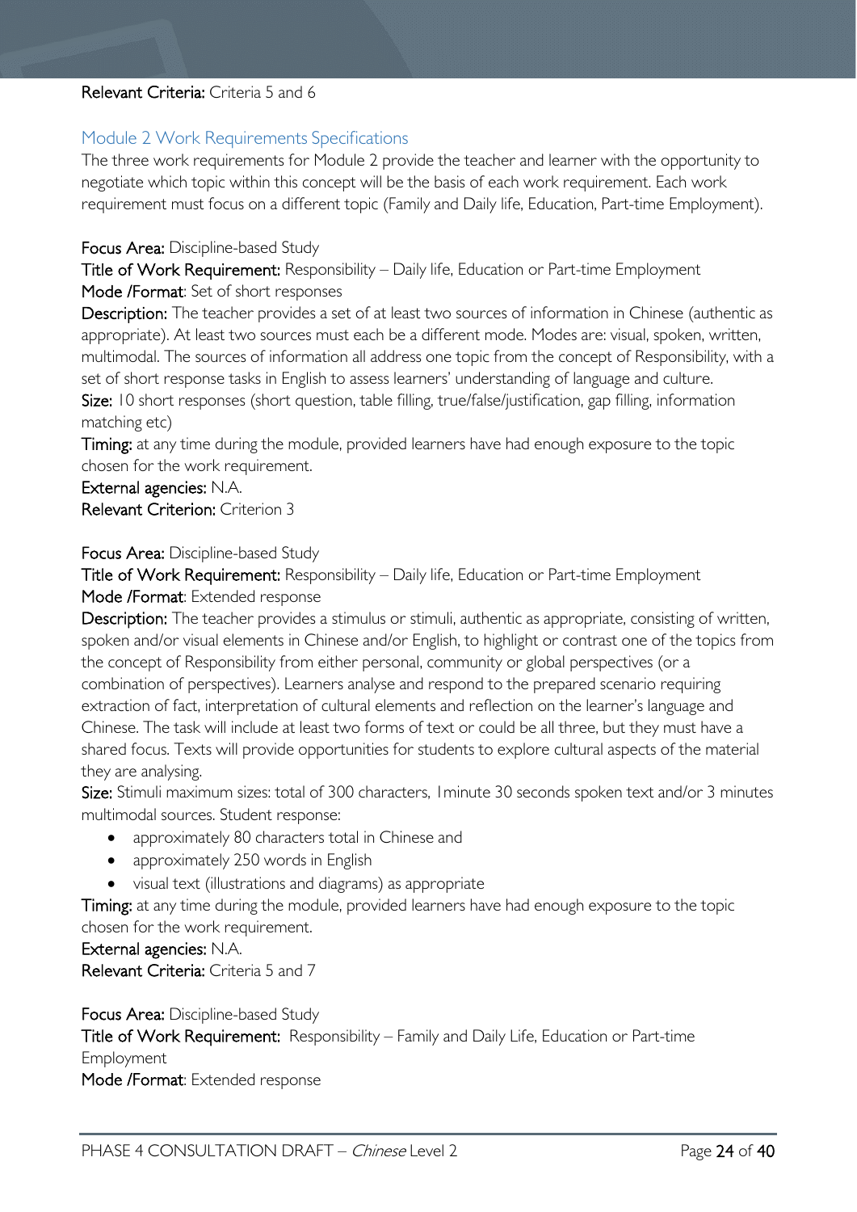**Relevant Criteria:** Criteria 5 and 6

## Module 2 Work Requirements Specifications

The three work requirements for Module 2 provide the teacher and learner with the opportunity to negotiate which topic within this concept will be the basis of each work requirement. Each work requirement must focus on a different topic (Family and Daily life, Education, Part-time Employment).

**Focus Area:** Discipline-based Study

**Title of Work Requirement:** Responsibility – Daily life, Education or Part-time Employment

**Mode /Format**: Set of short responses

**Description:** The teacher provides a set of at least two sources of information in Chinese (authentic as appropriate). At least two sources must each be a different mode. Modes are: visual, spoken, written, multimodal. The sources of information all address one topic from the concept of Responsibility, with a set of short response tasks in English to assess learners' understanding of language and culture.

**Size:** 10 short responses (short question, table filling, true/false/justification, gap filling, information matching etc)

**Timing:** at any time during the module, provided learners have had enough exposure to the topic chosen for the work requirement.

**External agencies:** N.A.

**Relevant Criterion:** Criterion 3

**Focus Area:** Discipline-based Study

**Title of Work Requirement:** Responsibility – Daily life, Education or Part-time Employment

**Mode /Format**: Extended response

**Description:** The teacher provides a stimulus or stimuli, authentic as appropriate, consisting of written, spoken and/or visual elements in Chinese and/or English, to highlight or contrast one of the topics from the concept of Responsibility from either personal, community or global perspectives (or a combination of perspectives). Learners analyse and respond to the prepared scenario requiring extraction of fact, interpretation of cultural elements and reflection on the learner's language and Chinese. The task will include at least two forms of text or could be all three, but they must have a shared focus. Texts will provide opportunities for students to explore cultural aspects of the material they are analysing.

**Size:** Stimuli maximum sizes: total of 300 characters, 1minute 30 seconds spoken text and/or 3 minutes multimodal sources. Student response:

- approximately 80 characters total in Chinese and
- approximately 250 words in English
- visual text (illustrations and diagrams) as appropriate

**Timing:** at any time during the module, provided learners have had enough exposure to the topic chosen for the work requirement.

**External agencies:** N.A.

**Relevant Criteria:** Criteria 5 and 7

**Focus Area:** Discipline-based Study

**Title of Work Requirement:** Responsibility – Family and Daily Life, Education or Part-time Employment

**Mode /Format**: Extended response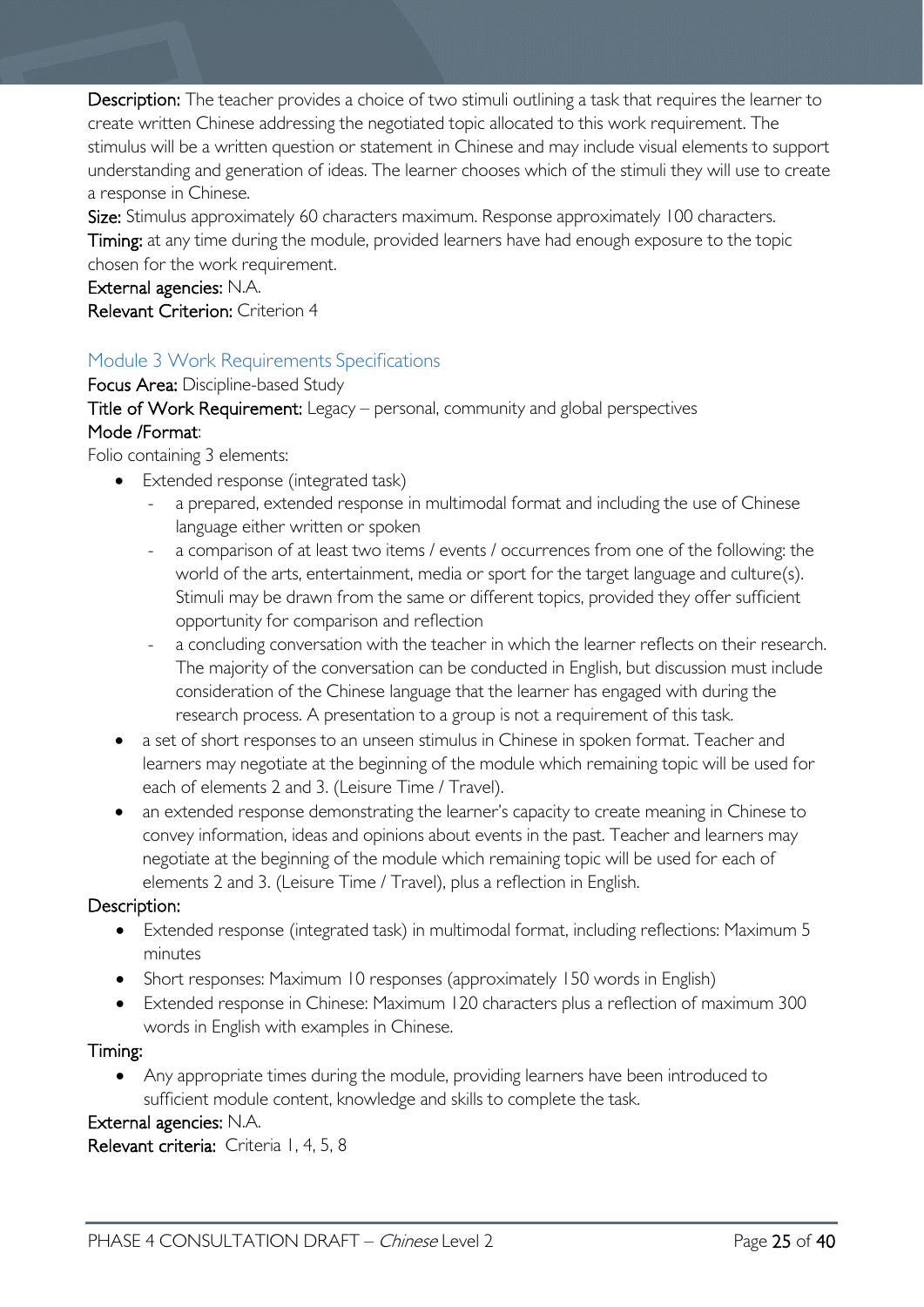**Description:** The teacher provides a choice of two stimuli outlining a task that requires the learner to create written Chinese addressing the negotiated topic allocated to this work requirement. The stimulus will be a written question or statement in Chinese and may include visual elements to support understanding and generation of ideas. The learner chooses which of the stimuli they will use to create a response in Chinese.

**Size:** Stimulus approximately 60 characters maximum. Response approximately 100 characters.

**Timing:** at any time during the module, provided learners have had enough exposure to the topic chosen for the work requirement.

**External agencies:** N.A.

**Relevant Criterion:** Criterion 4

## Module 3 Work Requirements Specifications

**Focus Area:** Discipline-based Study

**Title of Work Requirement:** Legacy – personal, community and global perspectives

**Mode /Format:**

Folio containing 3 elements:

- Extended response (integrated task)
  - a prepared, extended response in multimodal format and including the use of Chinese language either written or spoken
  - a comparison of at least two items / events / occurrences from one of the following: the world of the arts, entertainment, media or sport for the target language and culture(s). Stimuli may be drawn from the same or different topics, provided they offer sufficient opportunity for comparison and reflection
  - a concluding conversation with the teacher in which the learner reflects on their research. The majority of the conversation can be conducted in English, but discussion must include consideration of the Chinese language that the learner has engaged with during the research process. A presentation to a group is not a requirement of this task.
- a set of short responses to an unseen stimulus in Chinese in spoken format. Teacher and learners may negotiate at the beginning of the module which remaining topic will be used for each of elements 2 and 3. (Leisure Time / Travel).
- an extended response demonstrating the learner's capacity to create meaning in Chinese to convey information, ideas and opinions about events in the past. Teacher and learners may negotiate at the beginning of the module which remaining topic will be used for each of elements 2 and 3. (Leisure Time / Travel), plus a reflection in English.

**Description:**

- Extended response (integrated task) in multimodal format, including reflections: Maximum 5 minutes
- Short responses: Maximum 10 responses (approximately 150 words in English)
- Extended response in Chinese: Maximum 120 characters plus a reflection of maximum 300 words in English with examples in Chinese.

**Timing:**

- Any appropriate times during the module, providing learners have been introduced to sufficient module content, knowledge and skills to complete the task.

**External agencies:** N.A.

**Relevant criteria:** Criteria 1, 4, 5, 8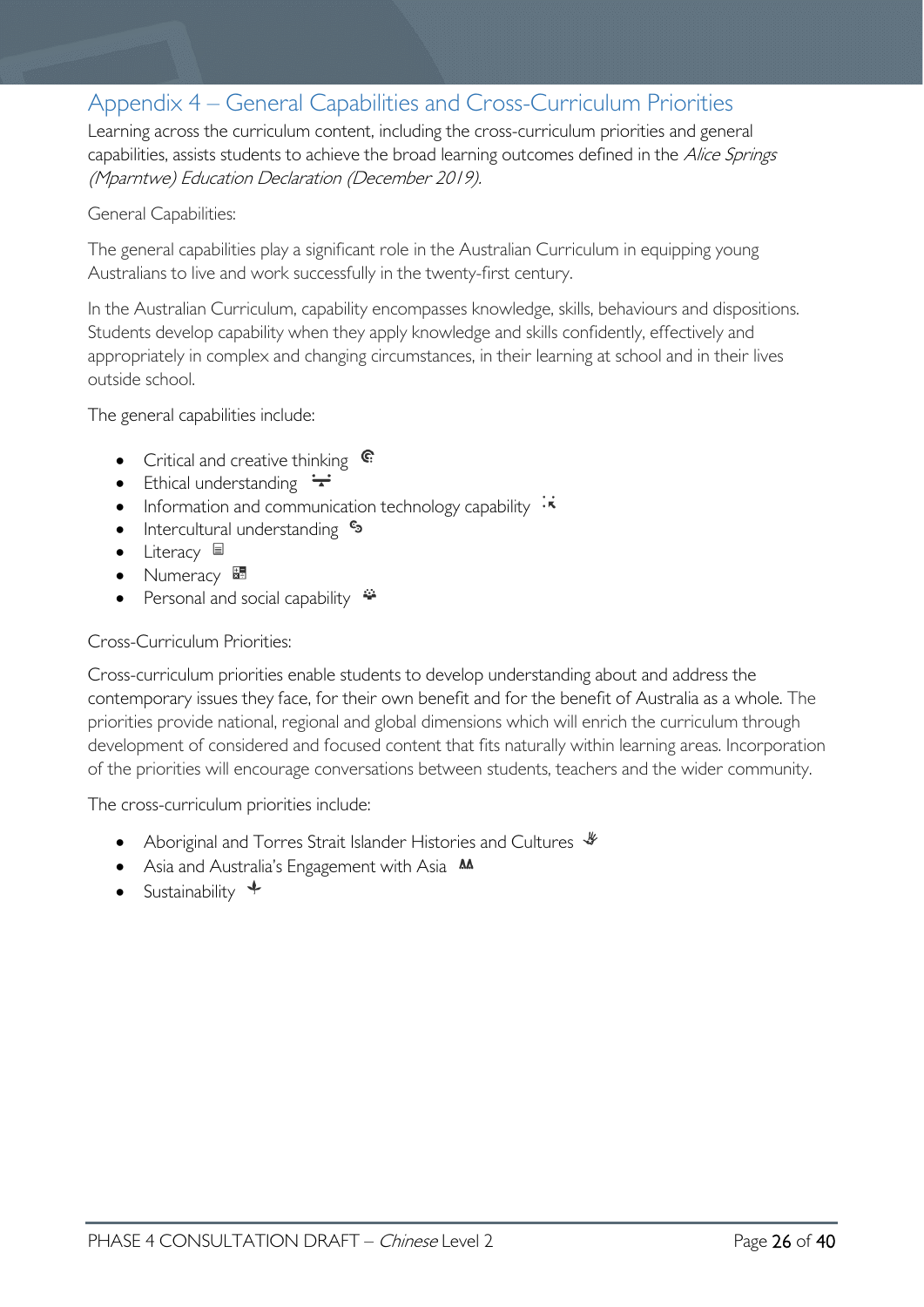## Appendix 4 – General Capabilities and Cross-Curriculum Priorities

Learning across the curriculum content, including the cross-curriculum priorities and general capabilities, assists students to achieve the broad learning outcomes defined in the *Alice Springs (Mparntwe) Education Declaration (December 2019).*

General Capabilities:

The general capabilities play a significant role in the Australian Curriculum in equipping young Australians to live and work successfully in the twenty-first century.

In the Australian Curriculum, capability encompasses knowledge, skills, behaviours and dispositions. Students develop capability when they apply knowledge and skills confidently, effectively and appropriately in complex and changing circumstances, in their learning at school and in their lives outside school.

The general capabilities include:

- Critical and creative thinking
- Ethical understanding
- Information and communication technology capability
- Intercultural understanding
- Literacy
- Numeracy
- Personal and social capability

Cross-Curriculum Priorities:

Cross-curriculum priorities enable students to develop understanding about and address the contemporary issues they face, for their own benefit and for the benefit of Australia as a whole. The priorities provide national, regional and global dimensions which will enrich the curriculum through development of considered and focused content that fits naturally within learning areas. Incorporation of the priorities will encourage conversations between students, teachers and the wider community.

The cross-curriculum priorities include:

- Aboriginal and Torres Strait Islander Histories and Cultures
- Asia and Australia's Engagement with Asia
- Sustainability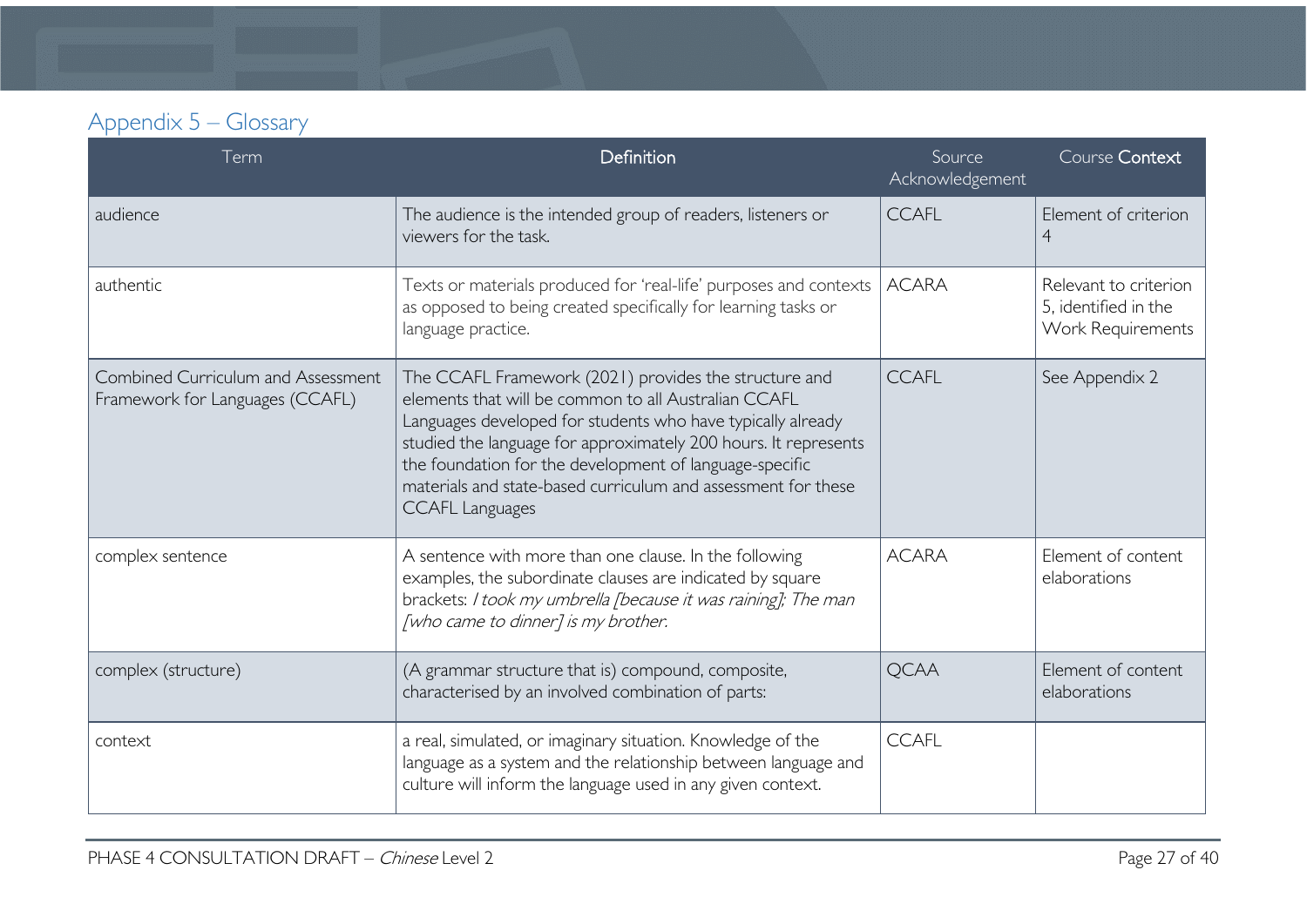## Appendix 5 – Glossary

| Term | Definition | Source Acknowledgement | Course Context |
|---|---|---|---|
| audience | The audience is the intended group of readers, listeners or viewers for the task. | CCAFL | Element of criterion 4 |
| authentic | Texts or materials produced for 'real-life' purposes and contexts as opposed to being created specifically for learning tasks or language practice. | ACARA | Relevant to criterion 5, identified in the Work Requirements |
| Combined Curriculum and Assessment Framework for Languages (CCAFL) | The CCAFL Framework (2021) provides the structure and elements that will be common to all Australian CCAFL Languages developed for students who have typically already studied the language for approximately 200 hours. It represents the foundation for the development of language-specific materials and state-based curriculum and assessment for these CCAFL Languages | CCAFL | See Appendix 2 |
| complex sentence | A sentence with more than one clause. In the following examples, the subordinate clauses are indicated by square brackets: *I took my umbrella [because it was raining]; The man [who came to dinner] is my brother.* | ACARA | Element of content elaborations |
| complex (structure) | (A grammar structure that is) compound, composite, characterised by an involved combination of parts: | QCAA | Element of content elaborations |
| context | a real, simulated, or imaginary situation. Knowledge of the language as a system and the relationship between language and culture will inform the language used in any given context. | CCAFL | |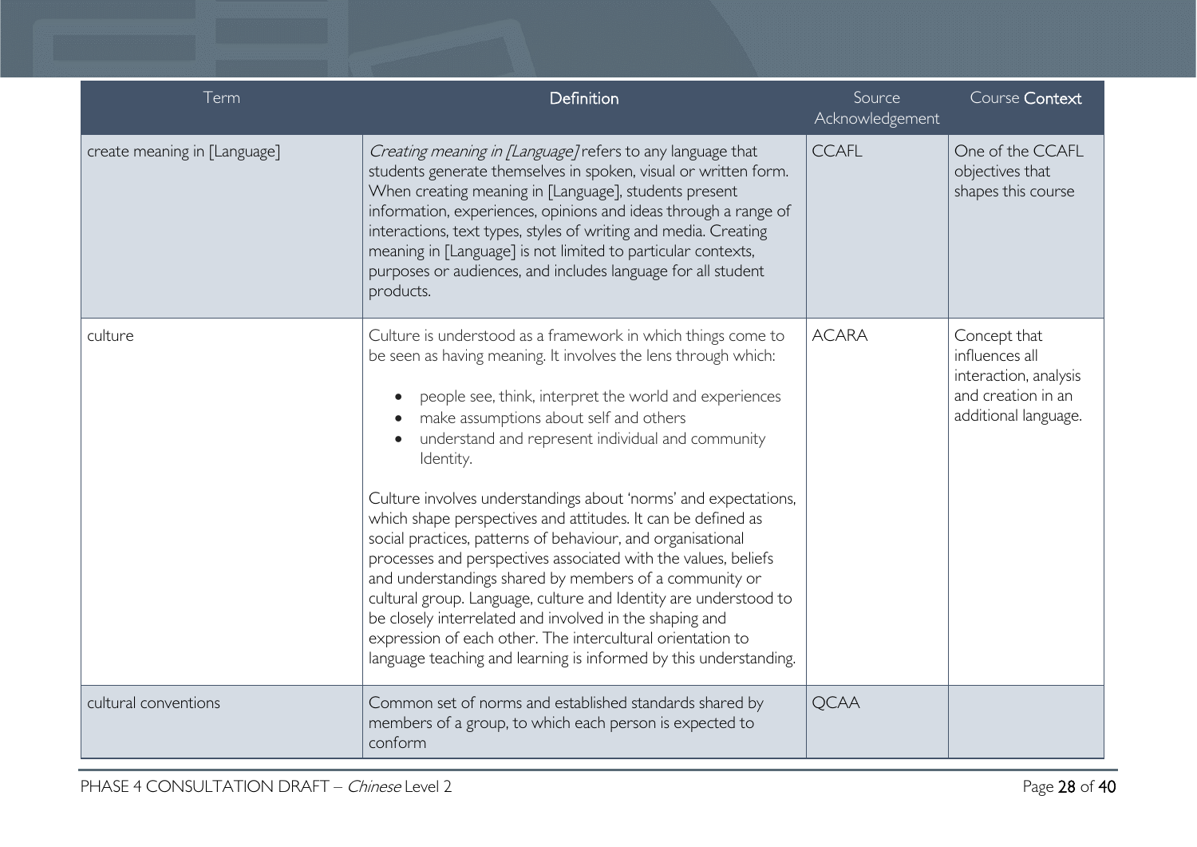| Term | Definition | Source Acknowledgement | Course Context |
|---|---|---|---|
| create meaning in [Language] | *Creating meaning in [Language]* refers to any language that students generate themselves in spoken, visual or written form. When creating meaning in [Language], students present information, experiences, opinions and ideas through a range of interactions, text types, styles of writing and media. Creating meaning in [Language] is not limited to particular contexts, purposes or audiences, and includes language for all student products. | CCAFL | One of the CCAFL objectives that shapes this course |
| culture | Culture is understood as a framework in which things come to be seen as having meaning. It involves the lens through which: <br>• people see, think, interpret the world and experiences <br>• make assumptions about self and others <br>• understand and represent individual and community Identity. <br><br>Culture involves understandings about 'norms' and expectations, which shape perspectives and attitudes. It can be defined as social practices, patterns of behaviour, and organisational processes and perspectives associated with the values, beliefs and understandings shared by members of a community or cultural group. Language, culture and Identity are understood to be closely interrelated and involved in the shaping and expression of each other. The intercultural orientation to language teaching and learning is informed by this understanding. | ACARA | Concept that influences all interaction, analysis and creation in an additional language. |
| cultural conventions | Common set of norms and established standards shared by members of a group, to which each person is expected to conform | QCAA | |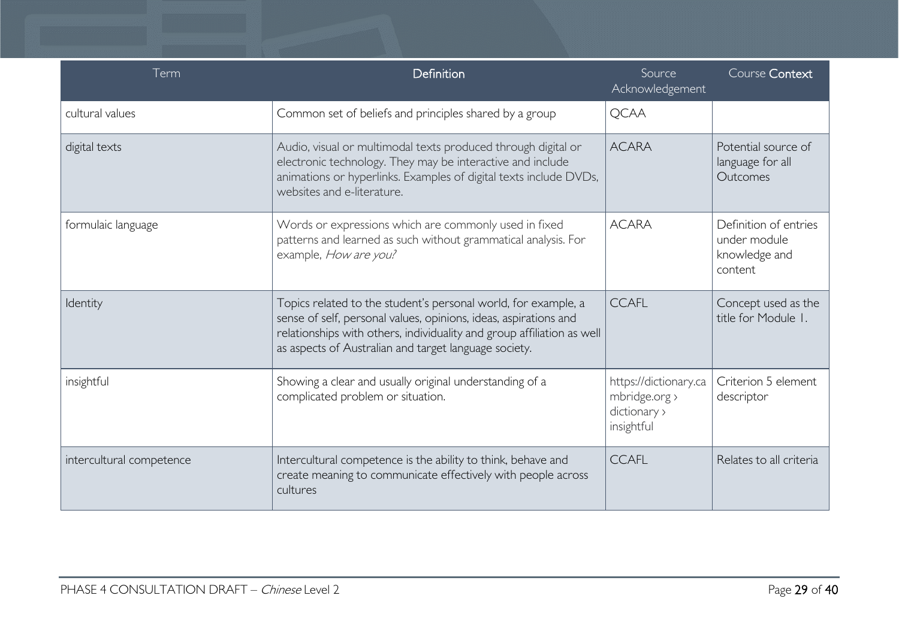| Term | Definition | Source Acknowledgement | Course Context |
|---|---|---|---|
| cultural values | Common set of beliefs and principles shared by a group | QCAA | |
| digital texts | Audio, visual or multimodal texts produced through digital or electronic technology. They may be interactive and include animations or hyperlinks. Examples of digital texts include DVDs, websites and e-literature. | ACARA | Potential source of language for all Outcomes |
| formulaic language | Words or expressions which are commonly used in fixed patterns and learned as such without grammatical analysis. For example, *How are you?* | ACARA | Definition of entries under module knowledge and content |
| Identity | Topics related to the student's personal world, for example, a sense of self, personal values, opinions, ideas, aspirations and relationships with others, individuality and group affiliation as well as aspects of Australian and target language society. | CCAFL | Concept used as the title for Module 1. |
| insightful | Showing a clear and usually original understanding of a complicated problem or situation. | https://dictionary.cambridge.org › dictionary › insightful | Criterion 5 element descriptor |
| intercultural competence | Intercultural competence is the ability to think, behave and create meaning to communicate effectively with people across cultures | CCAFL | Relates to all criteria |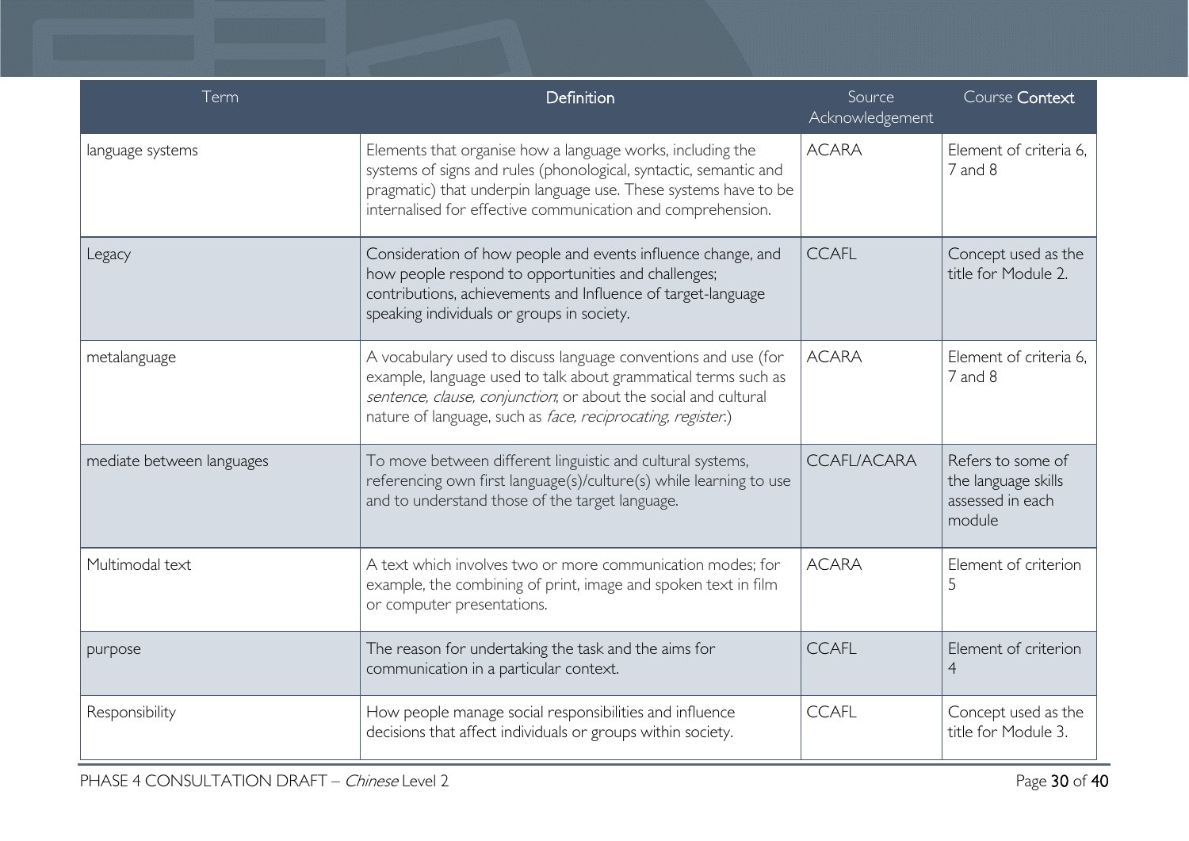| Term | Definition | Source Acknowledgement | Course Context |
| --- | --- | --- | --- |
| language systems | Elements that organise how a language works, including the systems of signs and rules (phonological, syntactic, semantic and pragmatic) that underpin language use. These systems have to be internalised for effective communication and comprehension. | ACARA | Element of criteria 6, 7 and 8 |
| Legacy | Consideration of how people and events influence change, and how people respond to opportunities and challenges; contributions, achievements and Influence of target-language speaking individuals or groups in society. | CCAFL | Concept used as the title for Module 2. |
| metalanguage | A vocabulary used to discuss language conventions and use (for example, language used to talk about grammatical terms such as *sentence, clause, conjunction*; or about the social and cultural nature of language, such as *face, reciprocating, register*.) | ACARA | Element of criteria 6, 7 and 8 |
| mediate between languages | To move between different linguistic and cultural systems, referencing own first language(s)/culture(s) while learning to use and to understand those of the target language. | CCAFL/ACARA | Refers to some of the language skills assessed in each module |
| Multimodal text | A text which involves two or more communication modes; for example, the combining of print, image and spoken text in film or computer presentations. | ACARA | Element of criterion 5 |
| purpose | The reason for undertaking the task and the aims for communication in a particular context. | CCAFL | Element of criterion 4 |
| Responsibility | How people manage social responsibilities and influence decisions that affect individuals or groups within society. | CCAFL | Concept used as the title for Module 3. |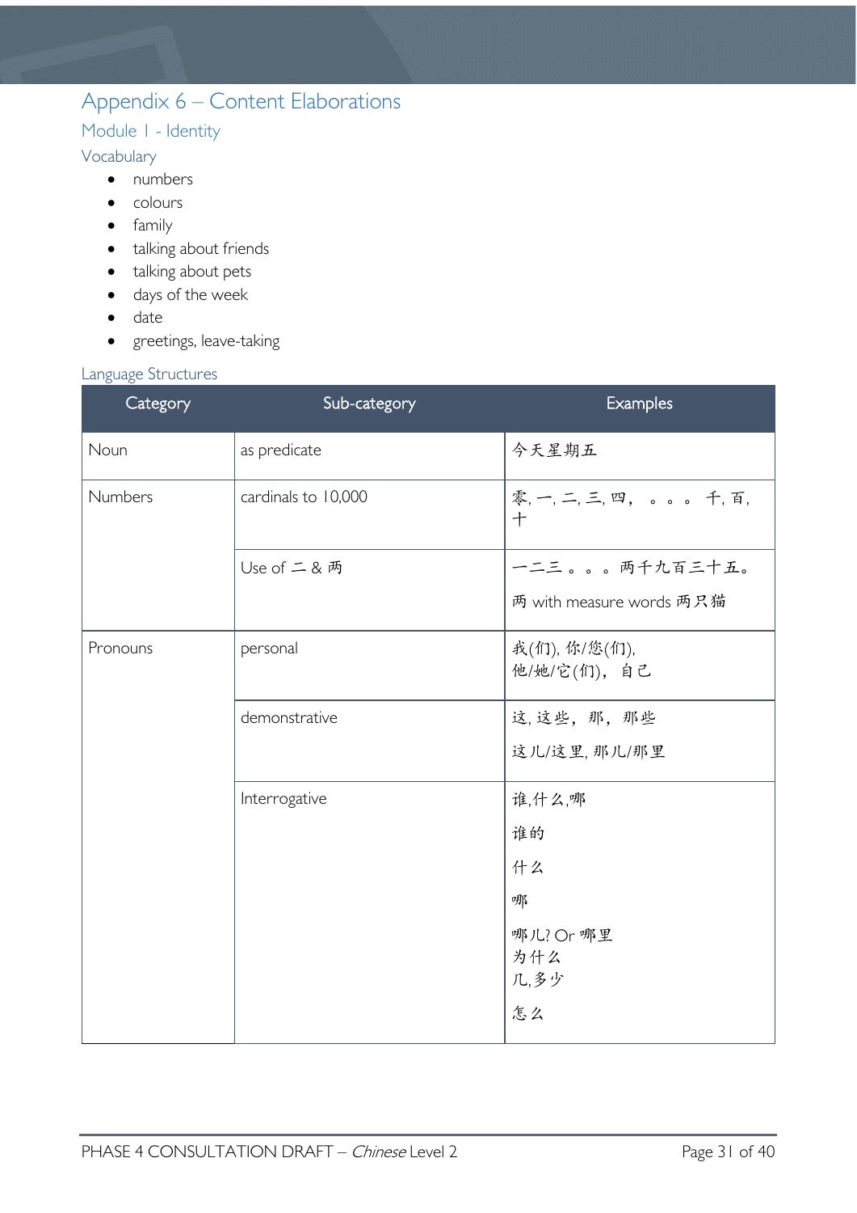# Appendix 6 – Content Elaborations

## Module 1 - Identity

### Vocabulary

- numbers
- colours
- family
- talking about friends
- talking about pets
- days of the week
- date
- greetings, leave-taking

### Language Structures

| Category | Sub-category | Examples |
|---|---|---|
| Noun | as predicate | 今天星期五 |
| Numbers | cardinals to 10,000 | 零, 一, 二, 三, 四， 。。。 千, 百, 十 |
| | Use of 二 & 两 | 一二三。。。两千九百三十五。<br>两 with measure words 两只猫 |
| Pronouns | personal | 我(们), 你/您(们),<br>他/她/它(们)， 自己 |
| | demonstrative | 这, 这些， 那， 那些<br>这儿/这里, 那儿/那里 |
| | Interrogative | 谁,什么,哪<br>谁的<br>什么<br>哪<br>哪儿? Or 哪里<br>为什么<br>几,多少<br>怎么 |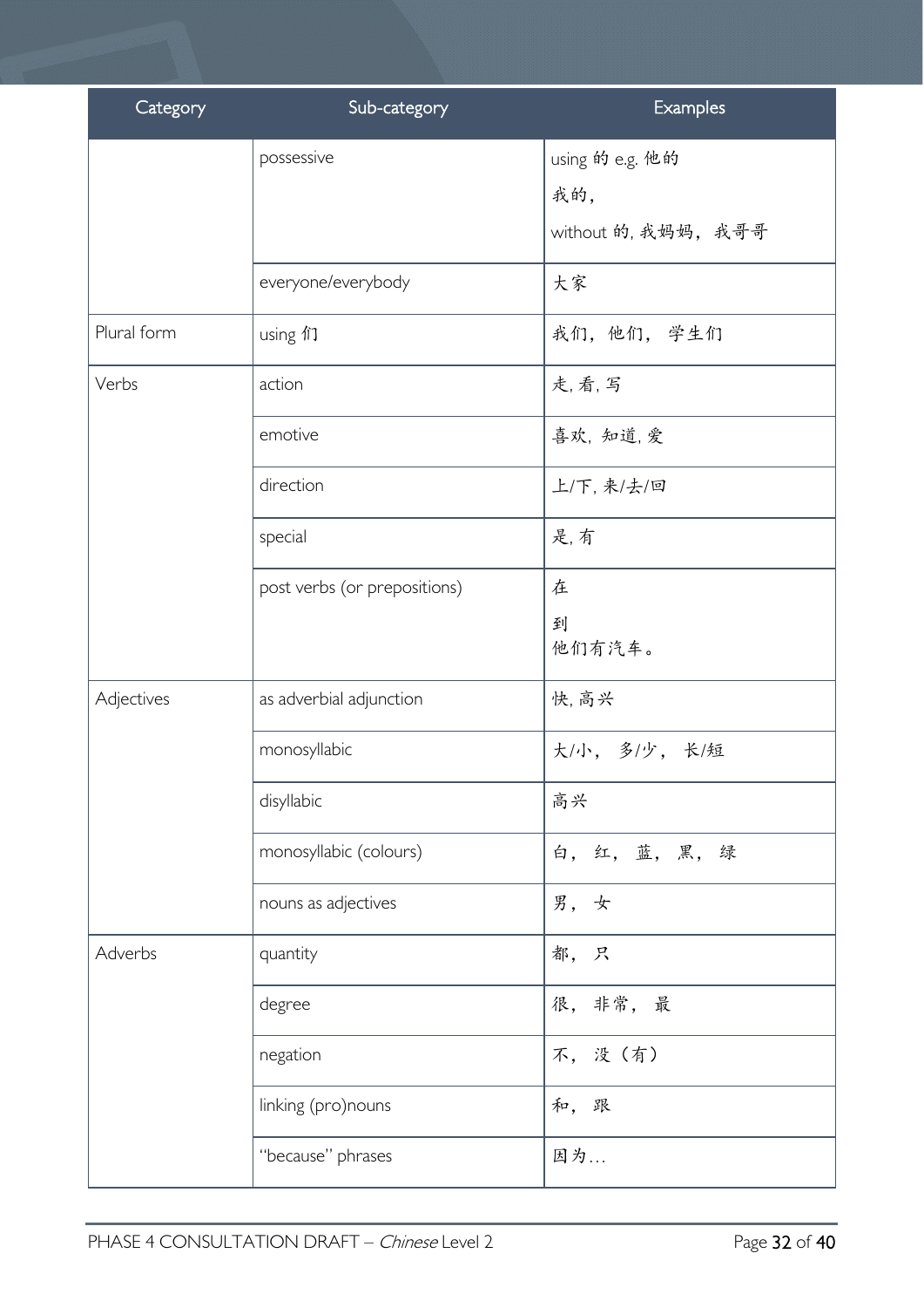| Category | Sub-category | Examples |
| --- | --- | --- |
| | possessive | using 的 e.g. 他的<br>我的，<br>without 的, 我妈妈，我哥哥 |
| | everyone/everybody | 大家 |
| Plural form | using 们 | 我们，他们， 学生们 |
| Verbs | action | 走, 看, 写 |
| | emotive | 喜欢, 知道, 爱 |
| | direction | 上/下, 来/去/回 |
| | special | 是, 有 |
| | post verbs (or prepositions) | 在<br>到<br>他们有汽车。 |
| Adjectives | as adverbial adjunction | 快, 高兴 |
| | monosyllabic | 大/小， 多/少， 长/短 |
| | disyllabic | 高兴 |
| | monosyllabic (colours) | 白， 红， 蓝， 黑， 绿 |
| | nouns as adjectives | 男， 女 |
| Adverbs | quantity | 都， 只 |
| | degree | 很， 非常， 最 |
| | negation | 不， 没（有） |
| | linking (pro)nouns | 和， 跟 |
| | "because" phrases | 因为… |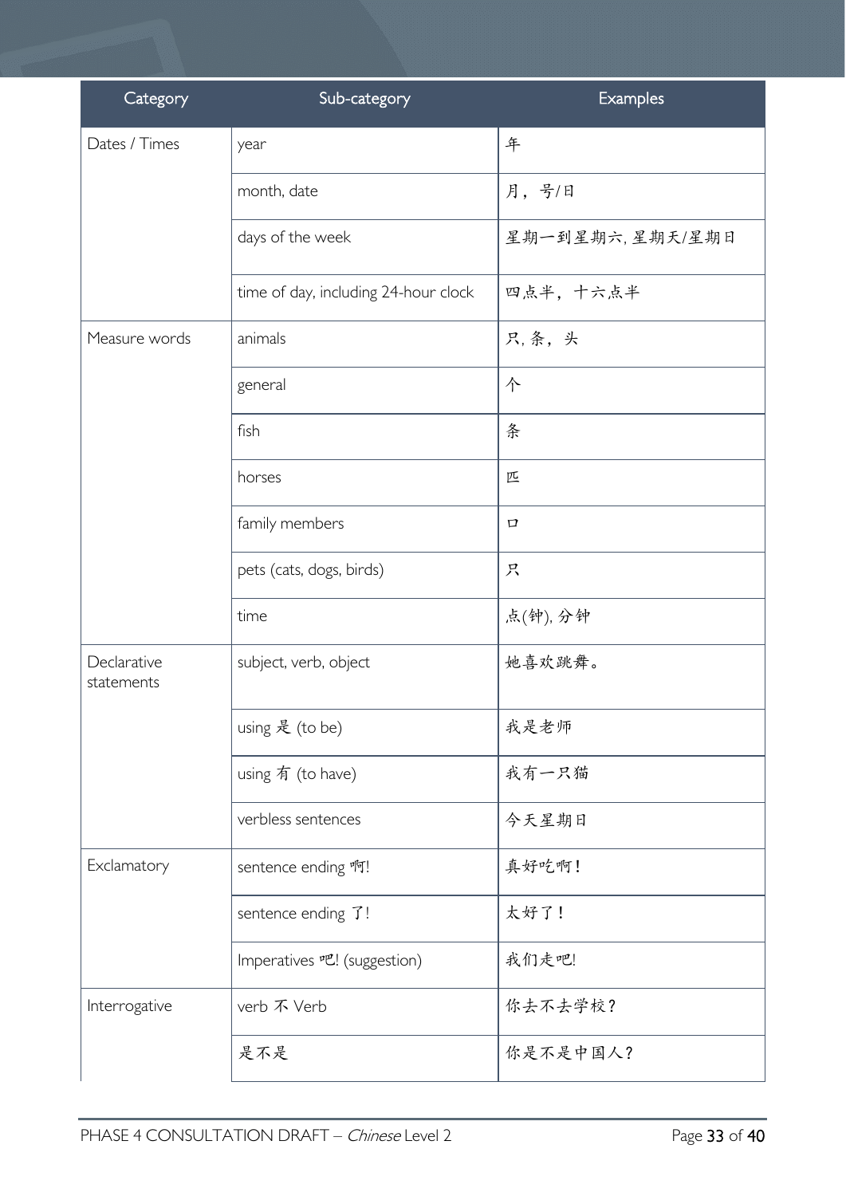| Category | Sub-category | Examples |
| --- | --- | --- |
| Dates / Times | year | 年 |
| | month, date | 月，号/日 |
| | days of the week | 星期一到星期六, 星期天/星期日 |
| | time of day, including 24-hour clock | 四点半，十六点半 |
| Measure words | animals | 只, 条，头 |
| | general | 个 |
| | fish | 条 |
| | horses | 匹 |
| | family members | 口 |
| | pets (cats, dogs, birds) | 只 |
| | time | 点(钟), 分钟 |
| Declarative statements | subject, verb, object | 她喜欢跳舞。 |
| | using 是 (to be) | 我是老师 |
| | using 有 (to have) | 我有一只猫 |
| | verbless sentences | 今天星期日 |
| Exclamatory | sentence ending 啊! | 真好吃啊！ |
| | sentence ending 了! | 太好了！ |
| | Imperatives 吧! (suggestion) | 我们走吧! |
| Interrogative | verb 不 Verb | 你去不去学校？ |
| | 是不是 | 你是不是中国人？ |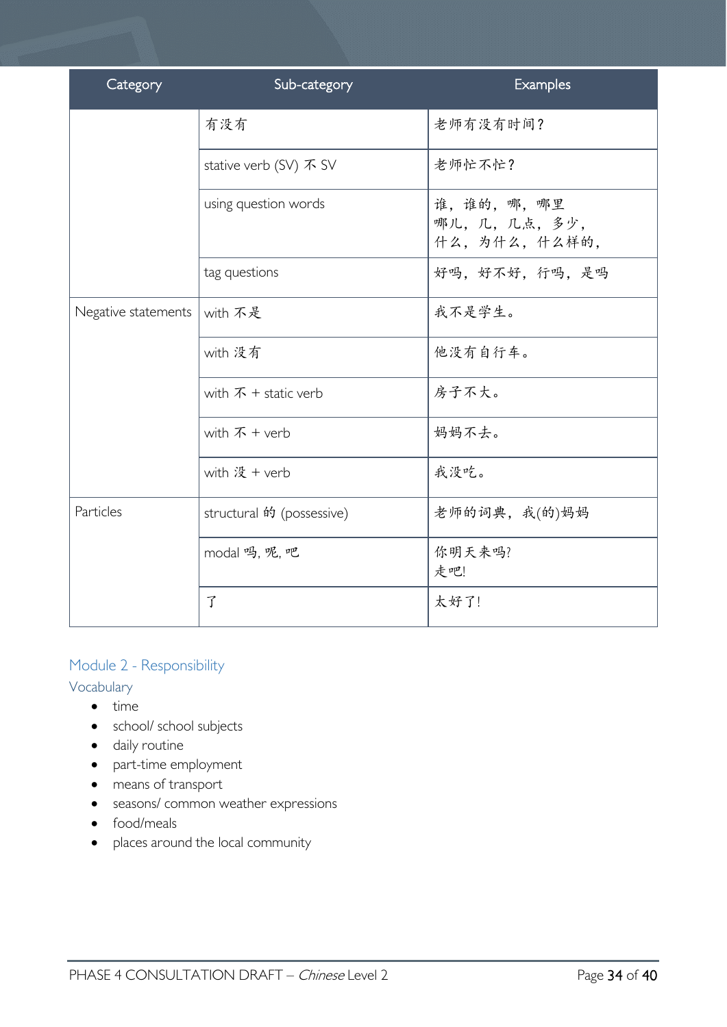| Category | Sub-category | Examples |
| --- | --- | --- |
| | 有没有 | 老师有没有时间？ |
| | stative verb (SV) 不 SV | 老师忙不忙？ |
| | using question words | 谁，谁的，哪，哪里<br>哪儿，几，几点，多少，<br>什么，为什么，什么样的， |
| | tag questions | 好吗，好不好，行吗，是吗 |
| Negative statements | with 不是 | 我不是学生。 |
| | with 没有 | 他没有自行车。 |
| | with 不 + static verb | 房子不大。 |
| | with 不 + verb | 妈妈不去。 |
| | with 没 + verb | 我没吃。 |
| Particles | structural 的 (possessive) | 老师的词典，我(的)妈妈 |
| | modal 吗, 呢, 吧 | 你明天来吗?<br>走吧! |
| | 了 | 太好了! |

## Module 2 - Responsibility

### Vocabulary

- time
- school/ school subjects
- daily routine
- part-time employment
- means of transport
- seasons/ common weather expressions
- food/meals
- places around the local community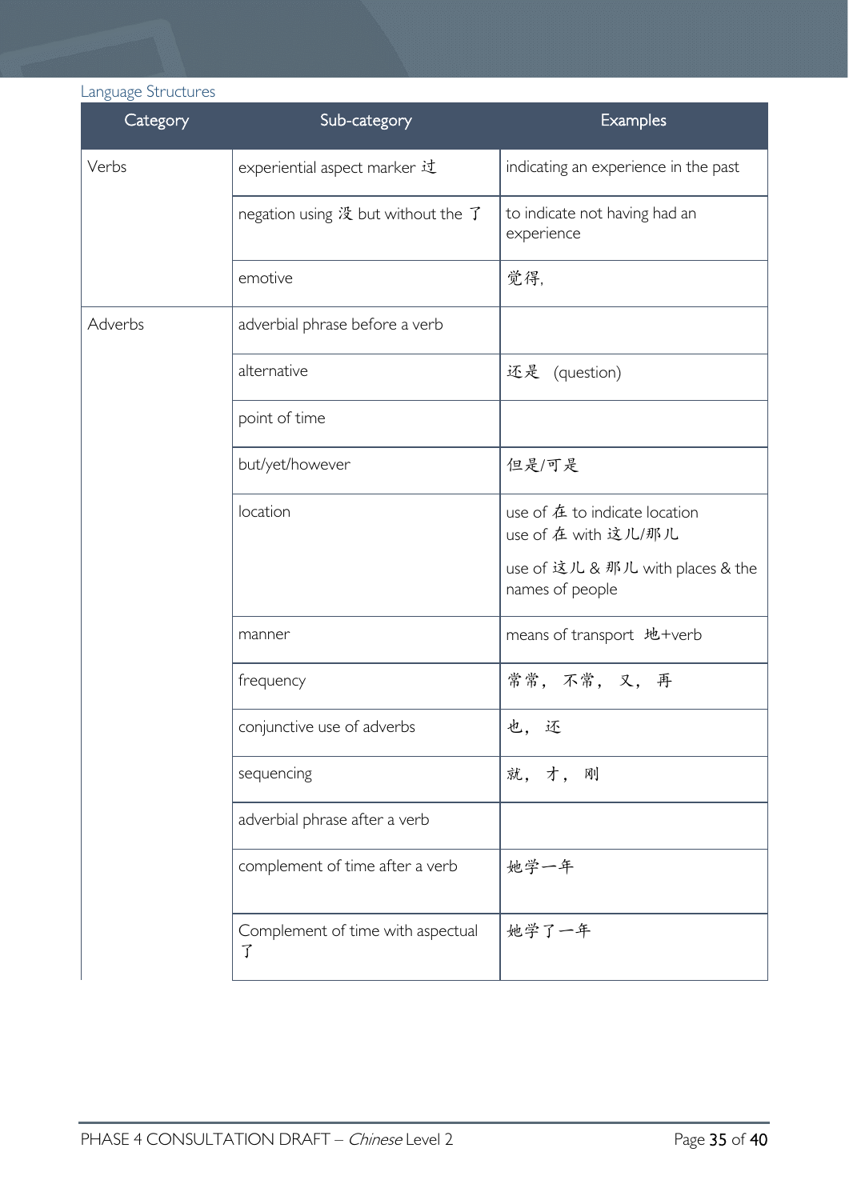Language Structures

| Category | Sub-category | Examples |
| --- | --- | --- |
| Verbs | experiential aspect marker 过 | indicating an experience in the past |
| | negation using 没 but without the 了 | to indicate not having had an experience |
| | emotive | 觉得, |
| Adverbs | adverbial phrase before a verb | |
| | alternative | 还是 (question) |
| | point of time | |
| | but/yet/however | 但是/可是 |
| | location | use of 在 to indicate location<br>use of 在 with 这儿/那儿<br>use of 这儿 & 那儿 with places & the names of people |
| | manner | means of transport 地+verb |
| | frequency | 常常， 不常， 又， 再 |
| | conjunctive use of adverbs | 也， 还 |
| | sequencing | 就， 才， 刚 |
| | adverbial phrase after a verb | |
| | complement of time after a verb | 她学一年 |
| | Complement of time with aspectual 了 | 她学了一年 |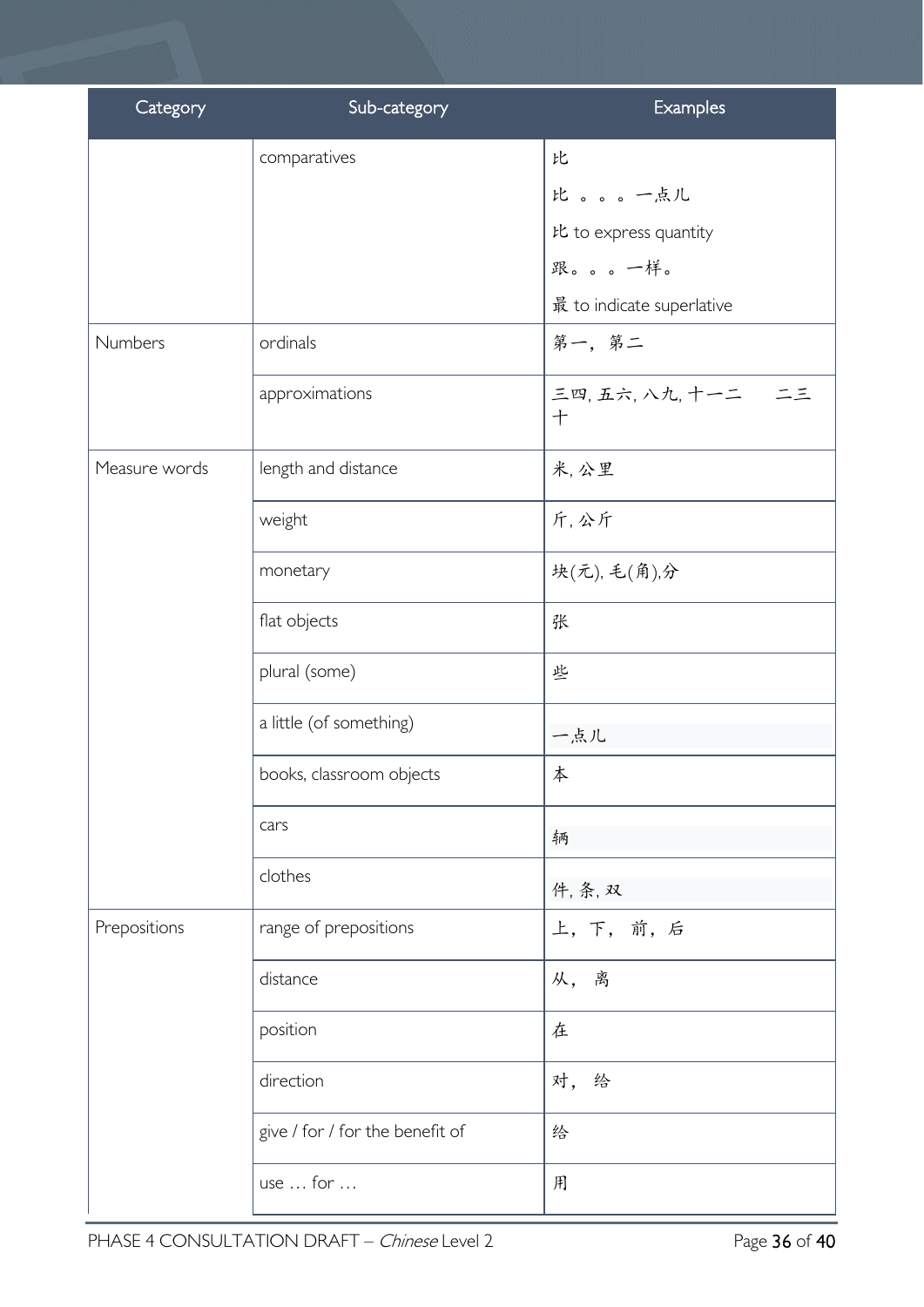| Category | Sub-category | Examples |
| --- | --- | --- |
| | comparatives | 比<br>比 。。。一点儿<br>比 to express quantity<br>跟。。。一样。<br>最 to indicate superlative |
| Numbers | ordinals | 第一, 第二 |
| | approximations | 三四, 五六, 八九, 十一二 二三十 |
| Measure words | length and distance | 米, 公里 |
| | weight | 斤, 公斤 |
| | monetary | 块(元), 毛(角),分 |
| | flat objects | 张 |
| | plural (some) | 些 |
| | a little (of something) | 一点儿 |
| | books, classroom objects | 本 |
| | cars | 辆 |
| | clothes | 件, 条, 双 |
| Prepositions | range of prepositions | 上, 下, 前, 后 |
| | distance | 从, 离 |
| | position | 在 |
| | direction | 对, 给 |
| | give / for / for the benefit of | 给 |
| | use … for … | 用 |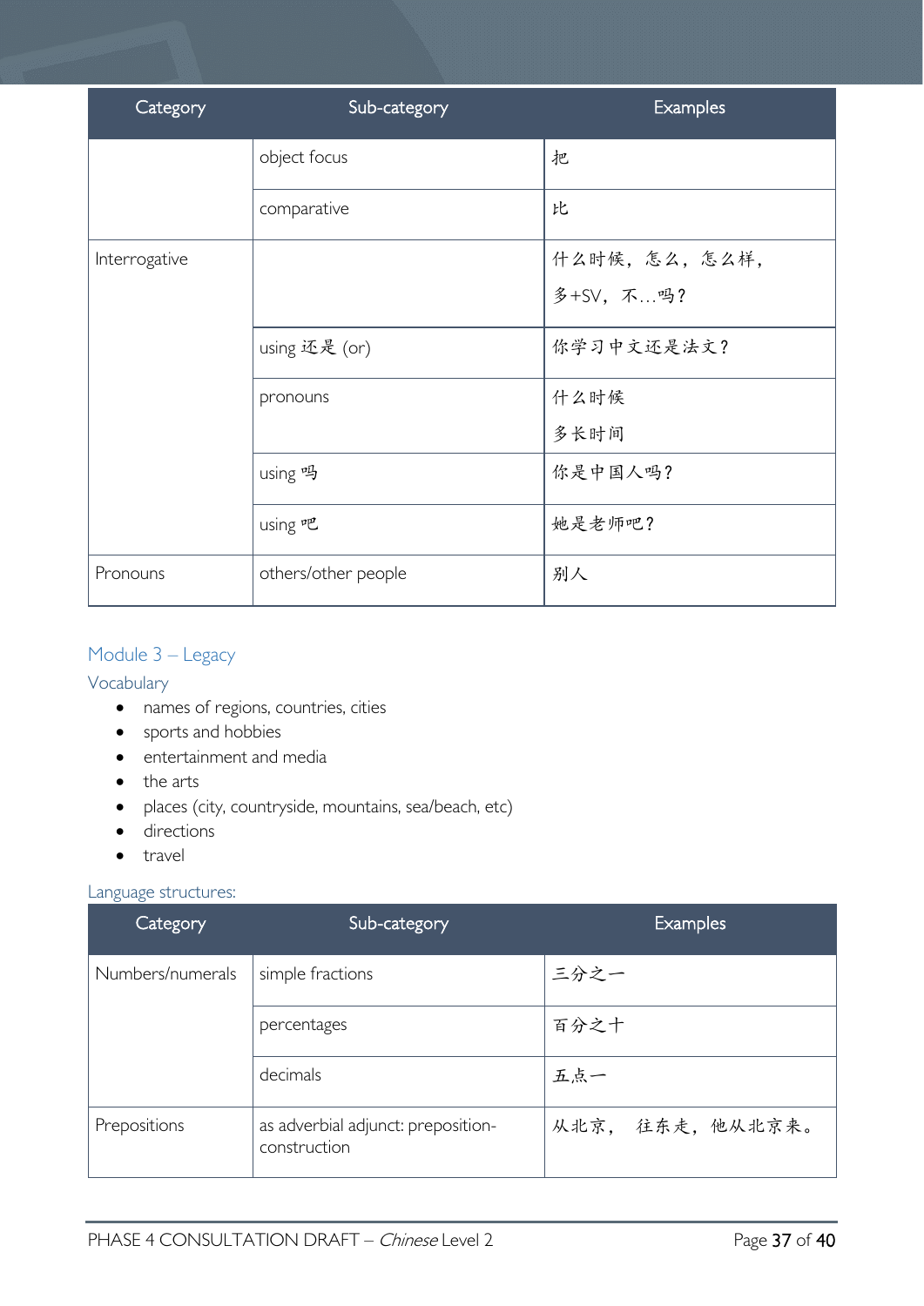| Category | Sub-category | Examples |
| --- | --- | --- |
| | object focus | 把 |
| | comparative | 比 |
| Interrogative | | 什么时候，怎么，怎么样，多+SV，不…吗？ |
| | using 还是 (or) | 你学习中文还是法文？ |
| | pronouns | 什么时候<br>多长时间 |
| | using 吗 | 你是中国人吗？ |
| | using 吧 | 她是老师吧？ |
| Pronouns | others/other people | 别人 |

## Module 3 – Legacy

### Vocabulary

- names of regions, countries, cities
- sports and hobbies
- entertainment and media
- the arts
- places (city, countryside, mountains, sea/beach, etc)
- directions
- travel

### Language structures:

| Category | Sub-category | Examples |
| --- | --- | --- |
| Numbers/numerals | simple fractions | 三分之一 |
| | percentages | 百分之十 |
| | decimals | 五点一 |
| Prepositions | as adverbial adjunct: preposition-construction | 从北京， 往东走，他从北京来。 |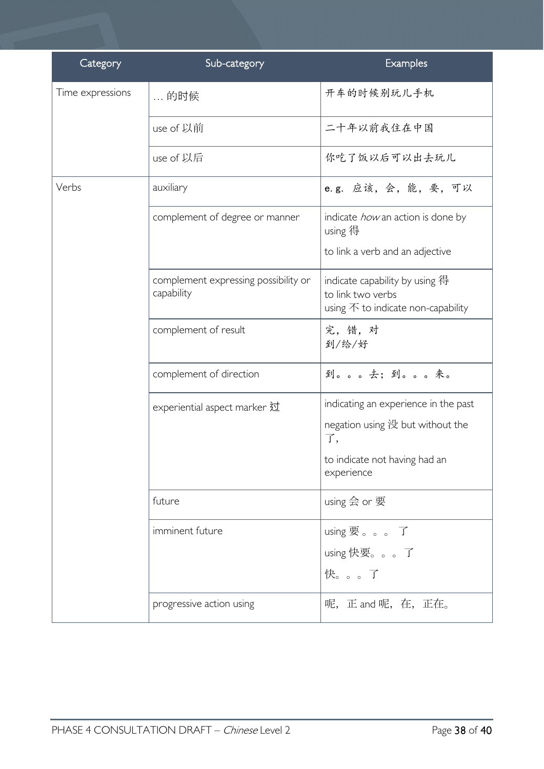| Category | Sub-category | Examples |
| --- | --- | --- |
| Time expressions | … 的时候 | 开车的时候别玩儿手机 |
| | use of 以前 | 二十年以前我住在中国 |
| | use of 以后 | 你吃了饭以后可以出去玩儿 |
| Verbs | auxiliary | e. g. 应该，会，能，要，可以 |
| | complement of degree or manner | indicate *how* an action is done by using 得<br><br>to link a verb and an adjective |
| | complement expressing possibility or capability | indicate capability by using 得<br>to link two verbs<br>using 不 to indicate non-capability |
| | complement of result | 完，错，对<br>到/给/好 |
| | complement of direction | 到。。。去；到。。。来。 |
| | experiential aspect marker 过 | indicating an experience in the past<br><br>negation using 没 but without the 了，<br><br>to indicate not having had an experience |
| | future | using 会 or 要 |
| | imminent future | using 要。。。了<br><br>using 快要。。。了<br><br>快。。。了 |
| | progressive action using | 呢，正 and 呢，在，正在。 |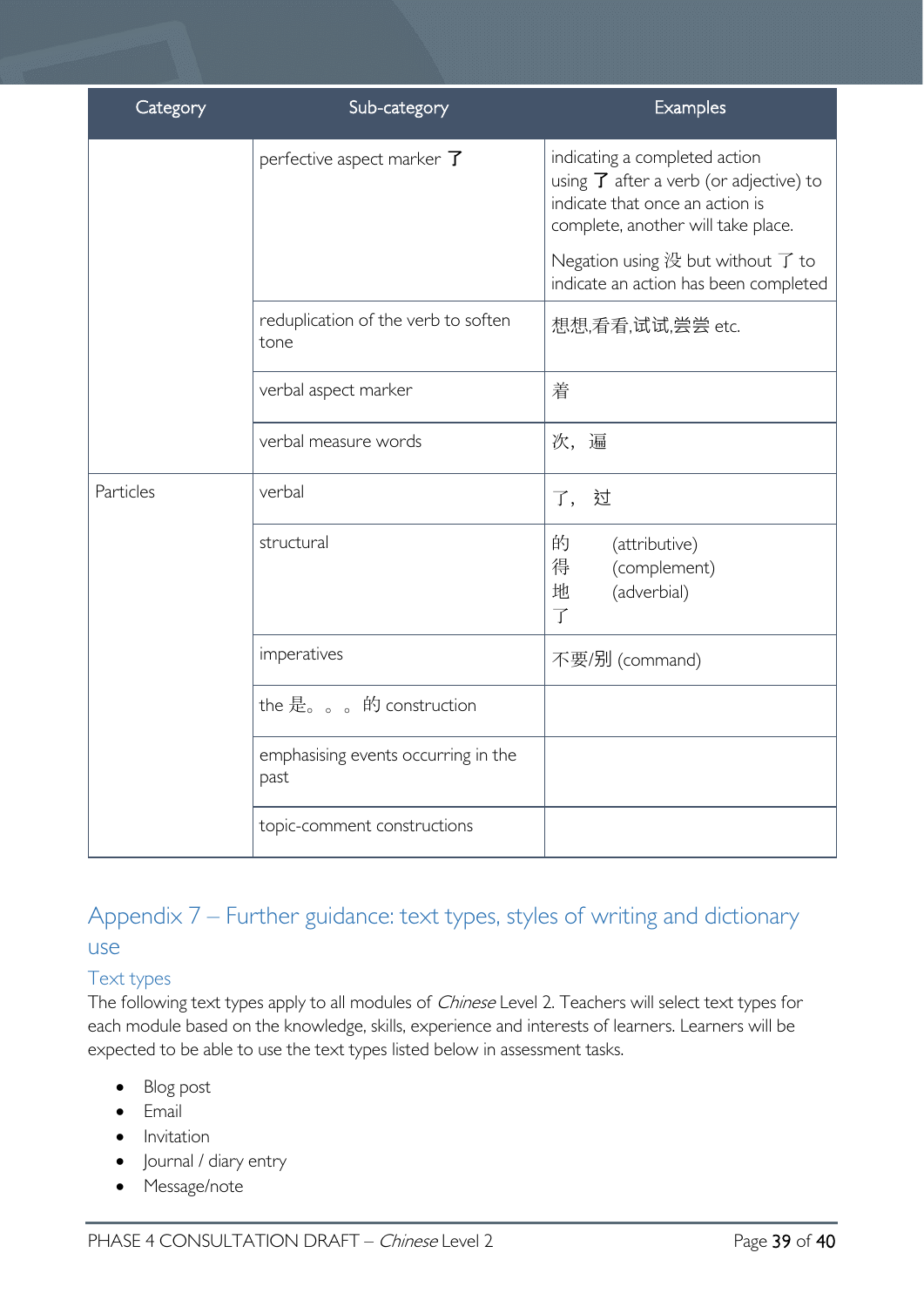| Category | Sub-category | Examples |
|---|---|---|
| | perfective aspect marker 了 | indicating a completed action using 了 after a verb (or adjective) to indicate that once an action is complete, another will take place.<br><br>Negation using 没 but without 了 to indicate an action has been completed |
| | reduplication of the verb to soften tone | 想想,看看,试试,尝尝 etc. |
| | verbal aspect marker | 着 |
| | verbal measure words | 次，遍 |
| Particles | verbal | 了，过 |
| | structural | 的 (attributive)<br>得 (complement)<br>地 (adverbial)<br>了 |
| | imperatives | 不要/别 (command) |
| | the 是。。。的 construction | |
| | emphasising events occurring in the past | |
| | topic-comment constructions | |

## Appendix 7 – Further guidance: text types, styles of writing and dictionary use

### Text types

The following text types apply to all modules of *Chinese* Level 2. Teachers will select text types for each module based on the knowledge, skills, experience and interests of learners. Learners will be expected to be able to use the text types listed below in assessment tasks.

- Blog post
- Email
- Invitation
- Journal / diary entry
- Message/note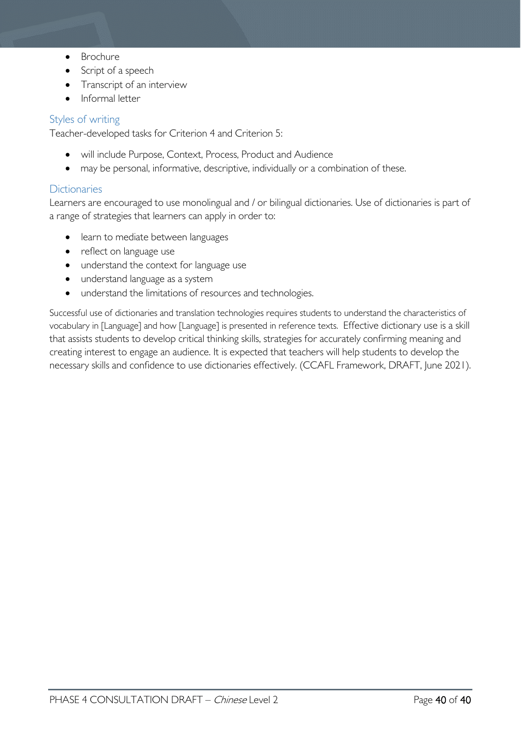- Brochure
- Script of a speech
- Transcript of an interview
- Informal letter

### Styles of writing

Teacher-developed tasks for Criterion 4 and Criterion 5:

- will include Purpose, Context, Process, Product and Audience
- may be personal, informative, descriptive, individually or a combination of these.

### Dictionaries

Learners are encouraged to use monolingual and / or bilingual dictionaries. Use of dictionaries is part of a range of strategies that learners can apply in order to:

- learn to mediate between languages
- reflect on language use
- understand the context for language use
- understand language as a system
- understand the limitations of resources and technologies.

Successful use of dictionaries and translation technologies requires students to understand the characteristics of vocabulary in [Language] and how [Language] is presented in reference texts. Effective dictionary use is a skill that assists students to develop critical thinking skills, strategies for accurately confirming meaning and creating interest to engage an audience. It is expected that teachers will help students to develop the necessary skills and confidence to use dictionaries effectively. (CCAFL Framework, DRAFT, June 2021).